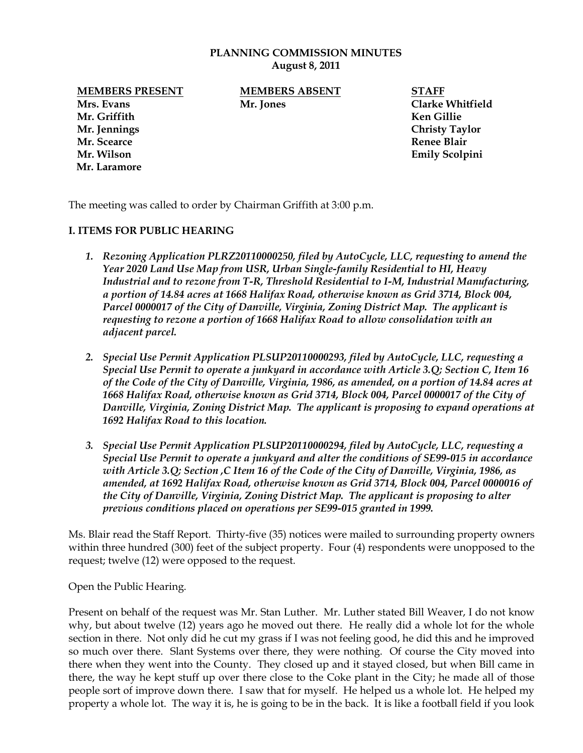# PLANNING COMMISSION MINUTES
## August 8, 2011

| MEMBERS PRESENT | MEMBERS ABSENT | STAFF |
|---|---|---|
| Mrs. Evans | Mr. Jones | Clarke Whitfield |
| Mr. Griffith | | Ken Gillie |
| Mr. Jennings | | Christy Taylor |
| Mr. Scearce | | Renee Blair |
| Mr. Wilson | | Emily Scolpini |
| Mr. Laramore | | |

The meeting was called to order by Chairman Griffith at 3:00 p.m.

## I. ITEMS FOR PUBLIC HEARING

1. ***Rezoning Application PLRZ20110000250, filed by AutoCycle, LLC, requesting to amend the Year 2020 Land Use Map from USR, Urban Single-family Residential to HI, Heavy Industrial and to rezone from T-R, Threshold Residential to I-M, Industrial Manufacturing, a portion of 14.84 acres at 1668 Halifax Road, otherwise known as Grid 3714, Block 004, Parcel 0000017 of the City of Danville, Virginia, Zoning District Map. The applicant is requesting to rezone a portion of 1668 Halifax Road to allow consolidation with an adjacent parcel.***

2. ***Special Use Permit Application PLSUP20110000293, filed by AutoCycle, LLC, requesting a Special Use Permit to operate a junkyard in accordance with Article 3.Q; Section C, Item 16 of the Code of the City of Danville, Virginia, 1986, as amended, on a portion of 14.84 acres at 1668 Halifax Road, otherwise known as Grid 3714, Block 004, Parcel 0000017 of the City of Danville, Virginia, Zoning District Map. The applicant is proposing to expand operations at 1692 Halifax Road to this location.***

3. ***Special Use Permit Application PLSUP20110000294, filed by AutoCycle, LLC, requesting a Special Use Permit to operate a junkyard and alter the conditions of SE99-015 in accordance with Article 3.Q; Section ,C Item 16 of the Code of the City of Danville, Virginia, 1986, as amended, at 1692 Halifax Road, otherwise known as Grid 3714, Block 004, Parcel 0000016 of the City of Danville, Virginia, Zoning District Map. The applicant is proposing to alter previous conditions placed on operations per SE99-015 granted in 1999.***

Ms. Blair read the Staff Report. Thirty-five (35) notices were mailed to surrounding property owners within three hundred (300) feet of the subject property. Four (4) respondents were unopposed to the request; twelve (12) were opposed to the request.

Open the Public Hearing.

Present on behalf of the request was Mr. Stan Luther. Mr. Luther stated Bill Weaver, I do not know why, but about twelve (12) years ago he moved out there. He really did a whole lot for the whole section in there. Not only did he cut my grass if I was not feeling good, he did this and he improved so much over there. Slant Systems over there, they were nothing. Of course the City moved into there when they went into the County. They closed up and it stayed closed, but when Bill came in there, the way he kept stuff up over there close to the Coke plant in the City; he made all of those people sort of improve down there. I saw that for myself. He helped us a whole lot. He helped my property a whole lot. The way it is, he is going to be in the back. It is like a football field if you look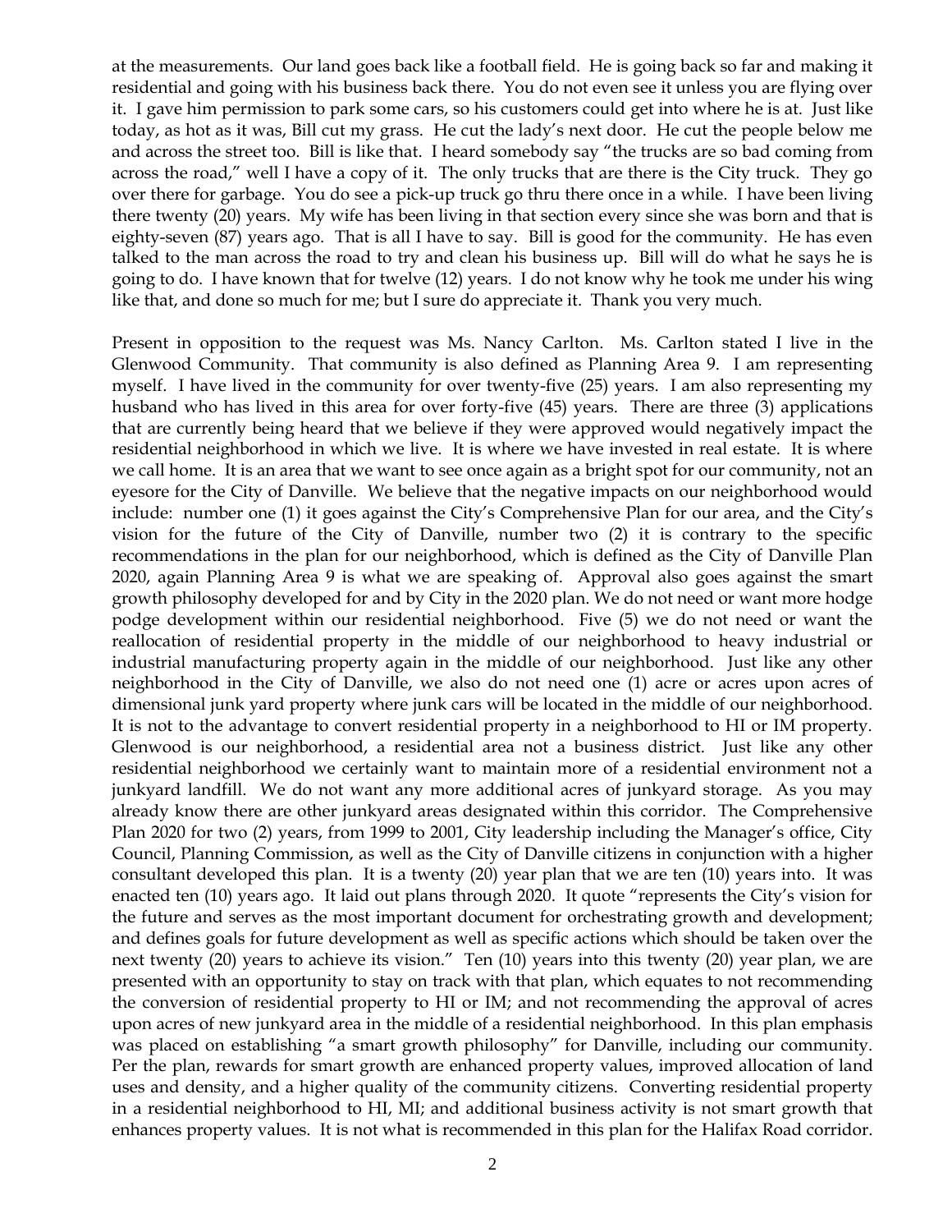at the measurements. Our land goes back like a football field. He is going back so far and making it residential and going with his business back there. You do not even see it unless you are flying over it. I gave him permission to park some cars, so his customers could get into where he is at. Just like today, as hot as it was, Bill cut my grass. He cut the lady's next door. He cut the people below me and across the street too. Bill is like that. I heard somebody say "the trucks are so bad coming from across the road," well I have a copy of it. The only trucks that are there is the City truck. They go over there for garbage. You do see a pick-up truck go thru there once in a while. I have been living there twenty (20) years. My wife has been living in that section every since she was born and that is eighty-seven (87) years ago. That is all I have to say. Bill is good for the community. He has even talked to the man across the road to try and clean his business up. Bill will do what he says he is going to do. I have known that for twelve (12) years. I do not know why he took me under his wing like that, and done so much for me; but I sure do appreciate it. Thank you very much.

Present in opposition to the request was Ms. Nancy Carlton. Ms. Carlton stated I live in the Glenwood Community. That community is also defined as Planning Area 9. I am representing myself. I have lived in the community for over twenty-five (25) years. I am also representing my husband who has lived in this area for over forty-five (45) years. There are three (3) applications that are currently being heard that we believe if they were approved would negatively impact the residential neighborhood in which we live. It is where we have invested in real estate. It is where we call home. It is an area that we want to see once again as a bright spot for our community, not an eyesore for the City of Danville. We believe that the negative impacts on our neighborhood would include: number one (1) it goes against the City's Comprehensive Plan for our area, and the City's vision for the future of the City of Danville, number two (2) it is contrary to the specific recommendations in the plan for our neighborhood, which is defined as the City of Danville Plan 2020, again Planning Area 9 is what we are speaking of. Approval also goes against the smart growth philosophy developed for and by City in the 2020 plan. We do not need or want more hodge podge development within our residential neighborhood. Five (5) we do not need or want the reallocation of residential property in the middle of our neighborhood to heavy industrial or industrial manufacturing property again in the middle of our neighborhood. Just like any other neighborhood in the City of Danville, we also do not need one (1) acre or acres upon acres of dimensional junk yard property where junk cars will be located in the middle of our neighborhood. It is not to the advantage to convert residential property in a neighborhood to HI or IM property. Glenwood is our neighborhood, a residential area not a business district. Just like any other residential neighborhood we certainly want to maintain more of a residential environment not a junkyard landfill. We do not want any more additional acres of junkyard storage. As you may already know there are other junkyard areas designated within this corridor. The Comprehensive Plan 2020 for two (2) years, from 1999 to 2001, City leadership including the Manager's office, City Council, Planning Commission, as well as the City of Danville citizens in conjunction with a higher consultant developed this plan. It is a twenty (20) year plan that we are ten (10) years into. It was enacted ten (10) years ago. It laid out plans through 2020. It quote "represents the City's vision for the future and serves as the most important document for orchestrating growth and development; and defines goals for future development as well as specific actions which should be taken over the next twenty (20) years to achieve its vision." Ten (10) years into this twenty (20) year plan, we are presented with an opportunity to stay on track with that plan, which equates to not recommending the conversion of residential property to HI or IM; and not recommending the approval of acres upon acres of new junkyard area in the middle of a residential neighborhood. In this plan emphasis was placed on establishing "a smart growth philosophy" for Danville, including our community. Per the plan, rewards for smart growth are enhanced property values, improved allocation of land uses and density, and a higher quality of the community citizens. Converting residential property in a residential neighborhood to HI, MI; and additional business activity is not smart growth that enhances property values. It is not what is recommended in this plan for the Halifax Road corridor.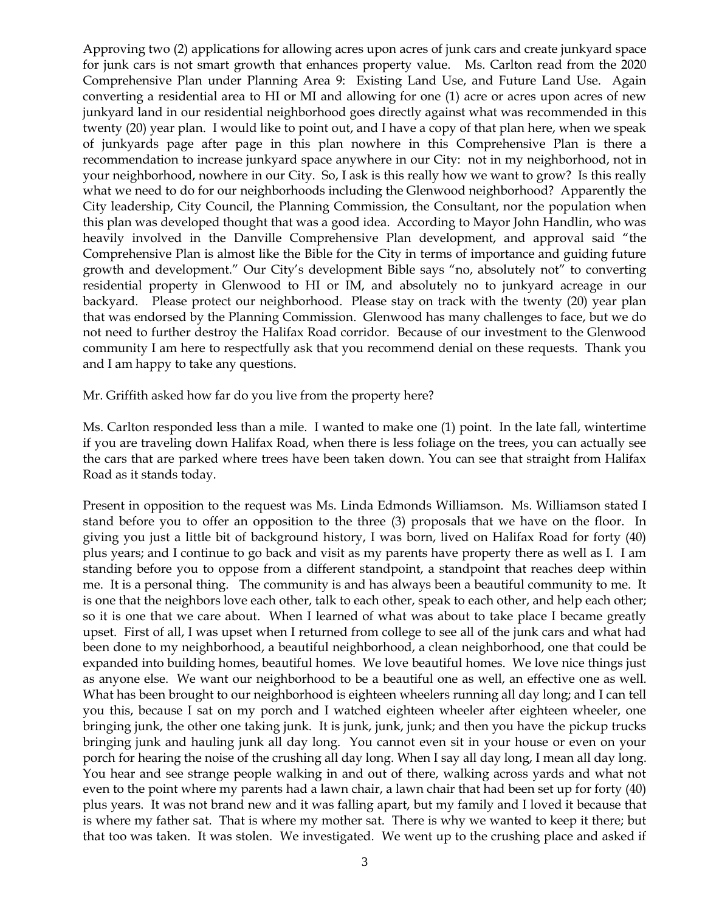Approving two (2) applications for allowing acres upon acres of junk cars and create junkyard space for junk cars is not smart growth that enhances property value. Ms. Carlton read from the 2020 Comprehensive Plan under Planning Area 9: Existing Land Use, and Future Land Use. Again converting a residential area to HI or MI and allowing for one (1) acre or acres upon acres of new junkyard land in our residential neighborhood goes directly against what was recommended in this twenty (20) year plan. I would like to point out, and I have a copy of that plan here, when we speak of junkyards page after page in this plan nowhere in this Comprehensive Plan is there a recommendation to increase junkyard space anywhere in our City: not in my neighborhood, not in your neighborhood, nowhere in our City. So, I ask is this really how we want to grow? Is this really what we need to do for our neighborhoods including the Glenwood neighborhood? Apparently the City leadership, City Council, the Planning Commission, the Consultant, nor the population when this plan was developed thought that was a good idea. According to Mayor John Handlin, who was heavily involved in the Danville Comprehensive Plan development, and approval said "the Comprehensive Plan is almost like the Bible for the City in terms of importance and guiding future growth and development." Our City's development Bible says "no, absolutely not" to converting residential property in Glenwood to HI or IM, and absolutely no to junkyard acreage in our backyard. Please protect our neighborhood. Please stay on track with the twenty (20) year plan that was endorsed by the Planning Commission. Glenwood has many challenges to face, but we do not need to further destroy the Halifax Road corridor. Because of our investment to the Glenwood community I am here to respectfully ask that you recommend denial on these requests. Thank you and I am happy to take any questions.

Mr. Griffith asked how far do you live from the property here?

Ms. Carlton responded less than a mile. I wanted to make one (1) point. In the late fall, wintertime if you are traveling down Halifax Road, when there is less foliage on the trees, you can actually see the cars that are parked where trees have been taken down. You can see that straight from Halifax Road as it stands today.

Present in opposition to the request was Ms. Linda Edmonds Williamson. Ms. Williamson stated I stand before you to offer an opposition to the three (3) proposals that we have on the floor. In giving you just a little bit of background history, I was born, lived on Halifax Road for forty (40) plus years; and I continue to go back and visit as my parents have property there as well as I. I am standing before you to oppose from a different standpoint, a standpoint that reaches deep within me. It is a personal thing. The community is and has always been a beautiful community to me. It is one that the neighbors love each other, talk to each other, speak to each other, and help each other; so it is one that we care about. When I learned of what was about to take place I became greatly upset. First of all, I was upset when I returned from college to see all of the junk cars and what had been done to my neighborhood, a beautiful neighborhood, a clean neighborhood, one that could be expanded into building homes, beautiful homes. We love beautiful homes. We love nice things just as anyone else. We want our neighborhood to be a beautiful one as well, an effective one as well. What has been brought to our neighborhood is eighteen wheelers running all day long; and I can tell you this, because I sat on my porch and I watched eighteen wheeler after eighteen wheeler, one bringing junk, the other one taking junk. It is junk, junk, junk; and then you have the pickup trucks bringing junk and hauling junk all day long. You cannot even sit in your house or even on your porch for hearing the noise of the crushing all day long. When I say all day long, I mean all day long. You hear and see strange people walking in and out of there, walking across yards and what not even to the point where my parents had a lawn chair, a lawn chair that had been set up for forty (40) plus years. It was not brand new and it was falling apart, but my family and I loved it because that is where my father sat. That is where my mother sat. There is why we wanted to keep it there; but that too was taken. It was stolen. We investigated. We went up to the crushing place and asked if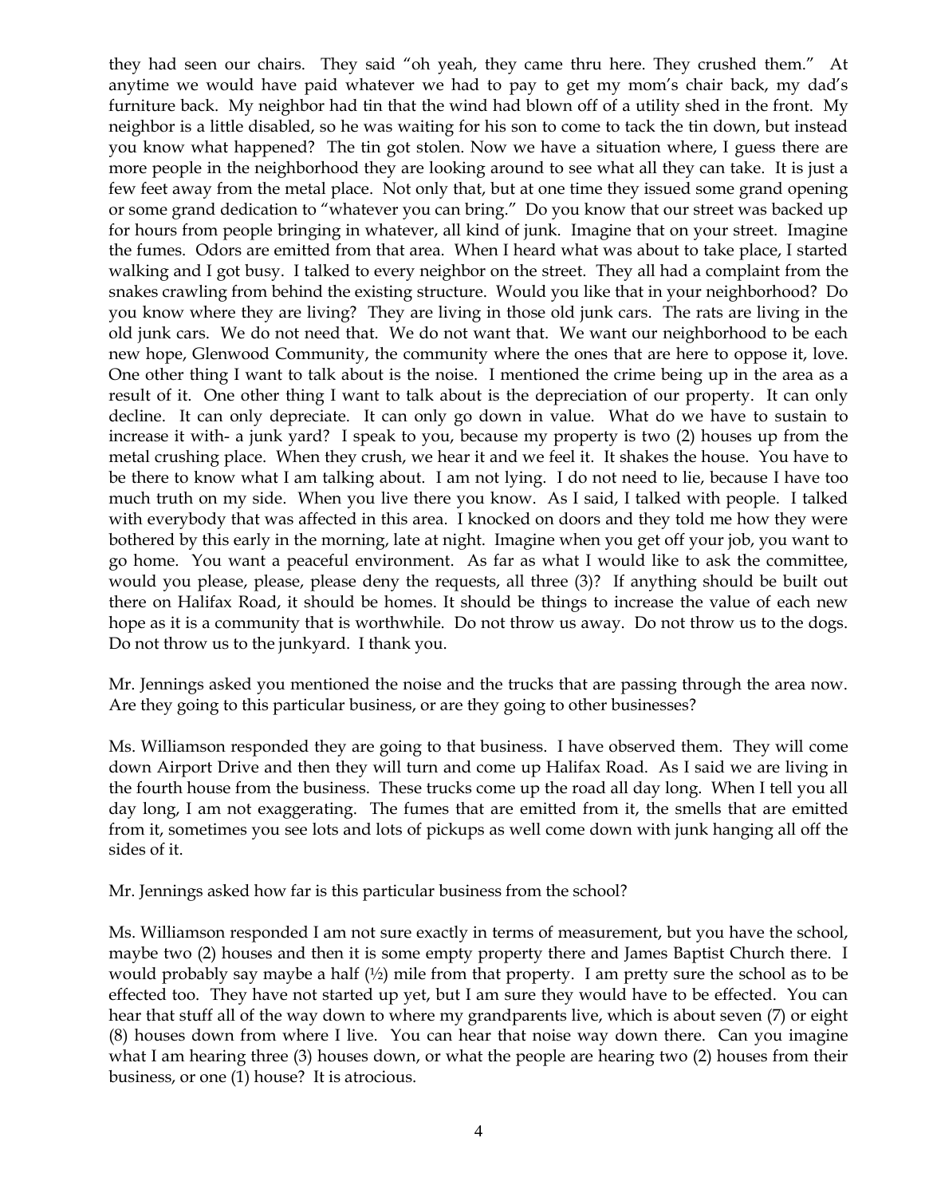they had seen our chairs. They said "oh yeah, they came thru here. They crushed them." At anytime we would have paid whatever we had to pay to get my mom's chair back, my dad's furniture back. My neighbor had tin that the wind had blown off of a utility shed in the front. My neighbor is a little disabled, so he was waiting for his son to come to tack the tin down, but instead you know what happened? The tin got stolen. Now we have a situation where, I guess there are more people in the neighborhood they are looking around to see what all they can take. It is just a few feet away from the metal place. Not only that, but at one time they issued some grand opening or some grand dedication to "whatever you can bring." Do you know that our street was backed up for hours from people bringing in whatever, all kind of junk. Imagine that on your street. Imagine the fumes. Odors are emitted from that area. When I heard what was about to take place, I started walking and I got busy. I talked to every neighbor on the street. They all had a complaint from the snakes crawling from behind the existing structure. Would you like that in your neighborhood? Do you know where they are living? They are living in those old junk cars. The rats are living in the old junk cars. We do not need that. We do not want that. We want our neighborhood to be each new hope, Glenwood Community, the community where the ones that are here to oppose it, love. One other thing I want to talk about is the noise. I mentioned the crime being up in the area as a result of it. One other thing I want to talk about is the depreciation of our property. It can only decline. It can only depreciate. It can only go down in value. What do we have to sustain to increase it with- a junk yard? I speak to you, because my property is two (2) houses up from the metal crushing place. When they crush, we hear it and we feel it. It shakes the house. You have to be there to know what I am talking about. I am not lying. I do not need to lie, because I have too much truth on my side. When you live there you know. As I said, I talked with people. I talked with everybody that was affected in this area. I knocked on doors and they told me how they were bothered by this early in the morning, late at night. Imagine when you get off your job, you want to go home. You want a peaceful environment. As far as what I would like to ask the committee, would you please, please, please deny the requests, all three (3)? If anything should be built out there on Halifax Road, it should be homes. It should be things to increase the value of each new hope as it is a community that is worthwhile. Do not throw us away. Do not throw us to the dogs. Do not throw us to the junkyard. I thank you.

Mr. Jennings asked you mentioned the noise and the trucks that are passing through the area now. Are they going to this particular business, or are they going to other businesses?

Ms. Williamson responded they are going to that business. I have observed them. They will come down Airport Drive and then they will turn and come up Halifax Road. As I said we are living in the fourth house from the business. These trucks come up the road all day long. When I tell you all day long, I am not exaggerating. The fumes that are emitted from it, the smells that are emitted from it, sometimes you see lots and lots of pickups as well come down with junk hanging all off the sides of it.

Mr. Jennings asked how far is this particular business from the school?

Ms. Williamson responded I am not sure exactly in terms of measurement, but you have the school, maybe two (2) houses and then it is some empty property there and James Baptist Church there. I would probably say maybe a half (½) mile from that property. I am pretty sure the school as to be effected too. They have not started up yet, but I am sure they would have to be effected. You can hear that stuff all of the way down to where my grandparents live, which is about seven (7) or eight (8) houses down from where I live. You can hear that noise way down there. Can you imagine what I am hearing three (3) houses down, or what the people are hearing two (2) houses from their business, or one (1) house? It is atrocious.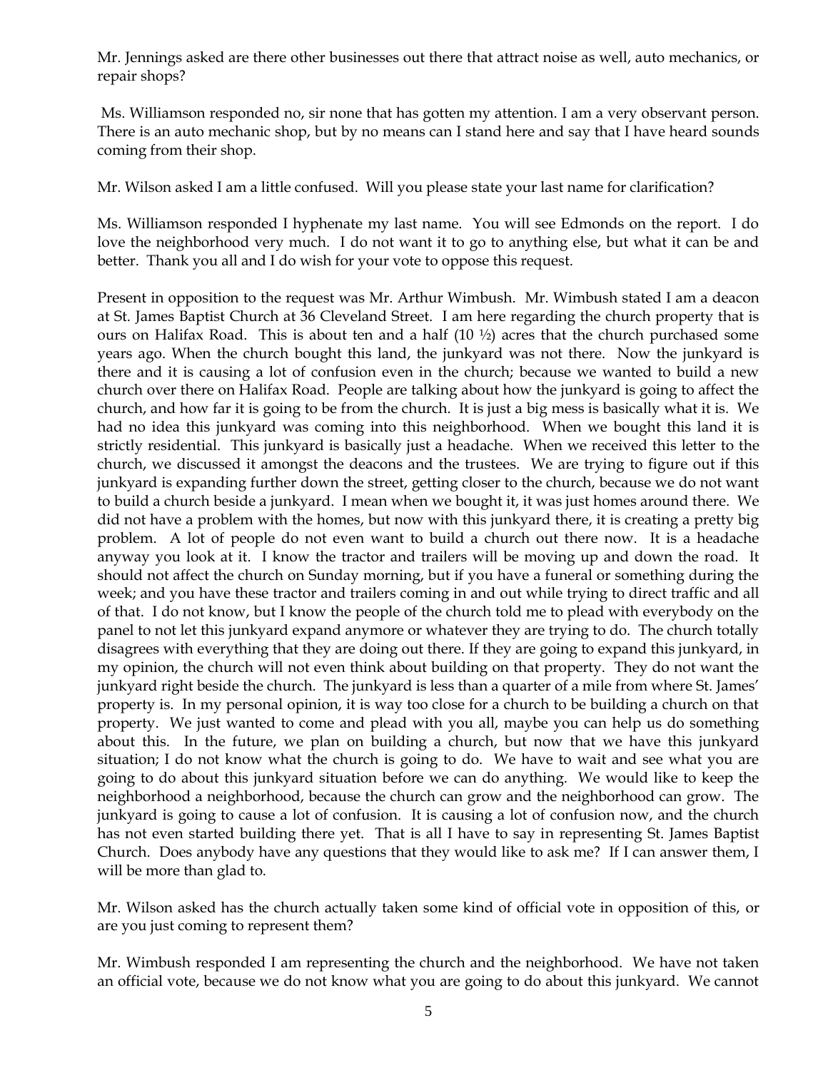Mr. Jennings asked are there other businesses out there that attract noise as well, auto mechanics, or repair shops?

Ms. Williamson responded no, sir none that has gotten my attention. I am a very observant person. There is an auto mechanic shop, but by no means can I stand here and say that I have heard sounds coming from their shop.

Mr. Wilson asked I am a little confused. Will you please state your last name for clarification?

Ms. Williamson responded I hyphenate my last name. You will see Edmonds on the report. I do love the neighborhood very much. I do not want it to go to anything else, but what it can be and better. Thank you all and I do wish for your vote to oppose this request.

Present in opposition to the request was Mr. Arthur Wimbush. Mr. Wimbush stated I am a deacon at St. James Baptist Church at 36 Cleveland Street. I am here regarding the church property that is ours on Halifax Road. This is about ten and a half (10 ½) acres that the church purchased some years ago. When the church bought this land, the junkyard was not there. Now the junkyard is there and it is causing a lot of confusion even in the church; because we wanted to build a new church over there on Halifax Road. People are talking about how the junkyard is going to affect the church, and how far it is going to be from the church. It is just a big mess is basically what it is. We had no idea this junkyard was coming into this neighborhood. When we bought this land it is strictly residential. This junkyard is basically just a headache. When we received this letter to the church, we discussed it amongst the deacons and the trustees. We are trying to figure out if this junkyard is expanding further down the street, getting closer to the church, because we do not want to build a church beside a junkyard. I mean when we bought it, it was just homes around there. We did not have a problem with the homes, but now with this junkyard there, it is creating a pretty big problem. A lot of people do not even want to build a church out there now. It is a headache anyway you look at it. I know the tractor and trailers will be moving up and down the road. It should not affect the church on Sunday morning, but if you have a funeral or something during the week; and you have these tractor and trailers coming in and out while trying to direct traffic and all of that. I do not know, but I know the people of the church told me to plead with everybody on the panel to not let this junkyard expand anymore or whatever they are trying to do. The church totally disagrees with everything that they are doing out there. If they are going to expand this junkyard, in my opinion, the church will not even think about building on that property. They do not want the junkyard right beside the church. The junkyard is less than a quarter of a mile from where St. James' property is. In my personal opinion, it is way too close for a church to be building a church on that property. We just wanted to come and plead with you all, maybe you can help us do something about this. In the future, we plan on building a church, but now that we have this junkyard situation; I do not know what the church is going to do. We have to wait and see what you are going to do about this junkyard situation before we can do anything. We would like to keep the neighborhood a neighborhood, because the church can grow and the neighborhood can grow. The junkyard is going to cause a lot of confusion. It is causing a lot of confusion now, and the church has not even started building there yet. That is all I have to say in representing St. James Baptist Church. Does anybody have any questions that they would like to ask me? If I can answer them, I will be more than glad to.

Mr. Wilson asked has the church actually taken some kind of official vote in opposition of this, or are you just coming to represent them?

Mr. Wimbush responded I am representing the church and the neighborhood. We have not taken an official vote, because we do not know what you are going to do about this junkyard. We cannot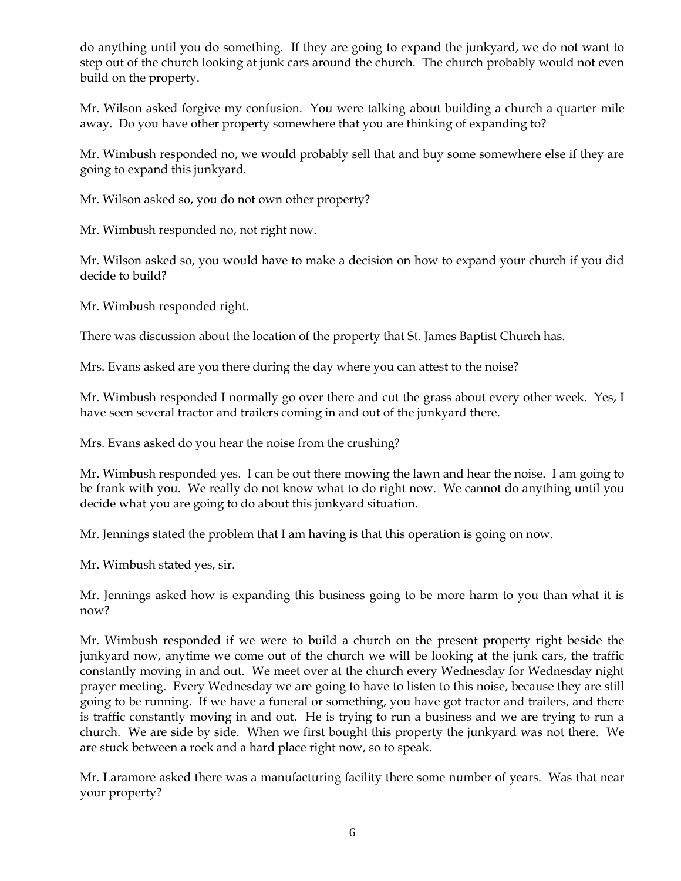do anything until you do something. If they are going to expand the junkyard, we do not want to step out of the church looking at junk cars around the church. The church probably would not even build on the property.

Mr. Wilson asked forgive my confusion. You were talking about building a church a quarter mile away. Do you have other property somewhere that you are thinking of expanding to?

Mr. Wimbush responded no, we would probably sell that and buy some somewhere else if they are going to expand this junkyard.

Mr. Wilson asked so, you do not own other property?

Mr. Wimbush responded no, not right now.

Mr. Wilson asked so, you would have to make a decision on how to expand your church if you did decide to build?

Mr. Wimbush responded right.

There was discussion about the location of the property that St. James Baptist Church has.

Mrs. Evans asked are you there during the day where you can attest to the noise?

Mr. Wimbush responded I normally go over there and cut the grass about every other week. Yes, I have seen several tractor and trailers coming in and out of the junkyard there.

Mrs. Evans asked do you hear the noise from the crushing?

Mr. Wimbush responded yes. I can be out there mowing the lawn and hear the noise. I am going to be frank with you. We really do not know what to do right now. We cannot do anything until you decide what you are going to do about this junkyard situation.

Mr. Jennings stated the problem that I am having is that this operation is going on now.

Mr. Wimbush stated yes, sir.

Mr. Jennings asked how is expanding this business going to be more harm to you than what it is now?

Mr. Wimbush responded if we were to build a church on the present property right beside the junkyard now, anytime we come out of the church we will be looking at the junk cars, the traffic constantly moving in and out. We meet over at the church every Wednesday for Wednesday night prayer meeting. Every Wednesday we are going to have to listen to this noise, because they are still going to be running. If we have a funeral or something, you have got tractor and trailers, and there is traffic constantly moving in and out. He is trying to run a business and we are trying to run a church. We are side by side. When we first bought this property the junkyard was not there. We are stuck between a rock and a hard place right now, so to speak.

Mr. Laramore asked there was a manufacturing facility there some number of years. Was that near your property?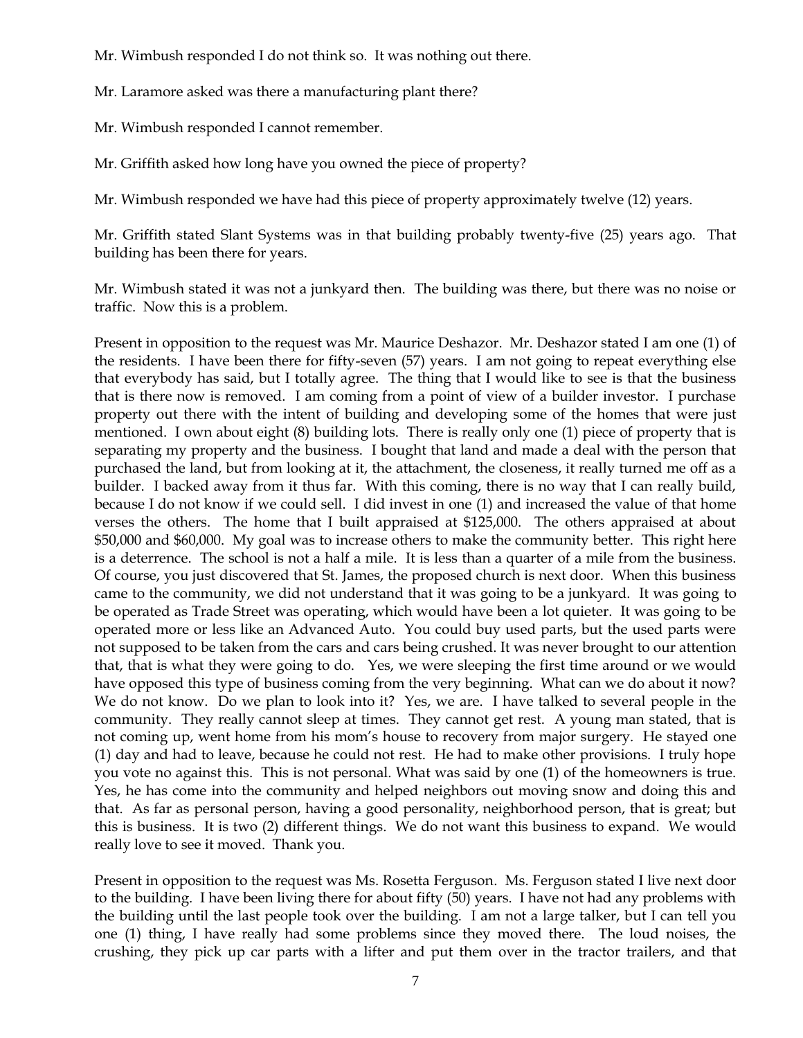Mr. Wimbush responded I do not think so. It was nothing out there.

Mr. Laramore asked was there a manufacturing plant there?

Mr. Wimbush responded I cannot remember.

Mr. Griffith asked how long have you owned the piece of property?

Mr. Wimbush responded we have had this piece of property approximately twelve (12) years.

Mr. Griffith stated Slant Systems was in that building probably twenty-five (25) years ago. That building has been there for years.

Mr. Wimbush stated it was not a junkyard then. The building was there, but there was no noise or traffic. Now this is a problem.

Present in opposition to the request was Mr. Maurice Deshazor. Mr. Deshazor stated I am one (1) of the residents. I have been there for fifty-seven (57) years. I am not going to repeat everything else that everybody has said, but I totally agree. The thing that I would like to see is that the business that is there now is removed. I am coming from a point of view of a builder investor. I purchase property out there with the intent of building and developing some of the homes that were just mentioned. I own about eight (8) building lots. There is really only one (1) piece of property that is separating my property and the business. I bought that land and made a deal with the person that purchased the land, but from looking at it, the attachment, the closeness, it really turned me off as a builder. I backed away from it thus far. With this coming, there is no way that I can really build, because I do not know if we could sell. I did invest in one (1) and increased the value of that home verses the others. The home that I built appraised at $125,000. The others appraised at about $50,000 and $60,000. My goal was to increase others to make the community better. This right here is a deterrence. The school is not a half a mile. It is less than a quarter of a mile from the business. Of course, you just discovered that St. James, the proposed church is next door. When this business came to the community, we did not understand that it was going to be a junkyard. It was going to be operated as Trade Street was operating, which would have been a lot quieter. It was going to be operated more or less like an Advanced Auto. You could buy used parts, but the used parts were not supposed to be taken from the cars and cars being crushed. It was never brought to our attention that, that is what they were going to do. Yes, we were sleeping the first time around or we would have opposed this type of business coming from the very beginning. What can we do about it now? We do not know. Do we plan to look into it? Yes, we are. I have talked to several people in the community. They really cannot sleep at times. They cannot get rest. A young man stated, that is not coming up, went home from his mom's house to recovery from major surgery. He stayed one (1) day and had to leave, because he could not rest. He had to make other provisions. I truly hope you vote no against this. This is not personal. What was said by one (1) of the homeowners is true. Yes, he has come into the community and helped neighbors out moving snow and doing this and that. As far as personal person, having a good personality, neighborhood person, that is great; but this is business. It is two (2) different things. We do not want this business to expand. We would really love to see it moved. Thank you.

Present in opposition to the request was Ms. Rosetta Ferguson. Ms. Ferguson stated I live next door to the building. I have been living there for about fifty (50) years. I have not had any problems with the building until the last people took over the building. I am not a large talker, but I can tell you one (1) thing, I have really had some problems since they moved there. The loud noises, the crushing, they pick up car parts with a lifter and put them over in the tractor trailers, and that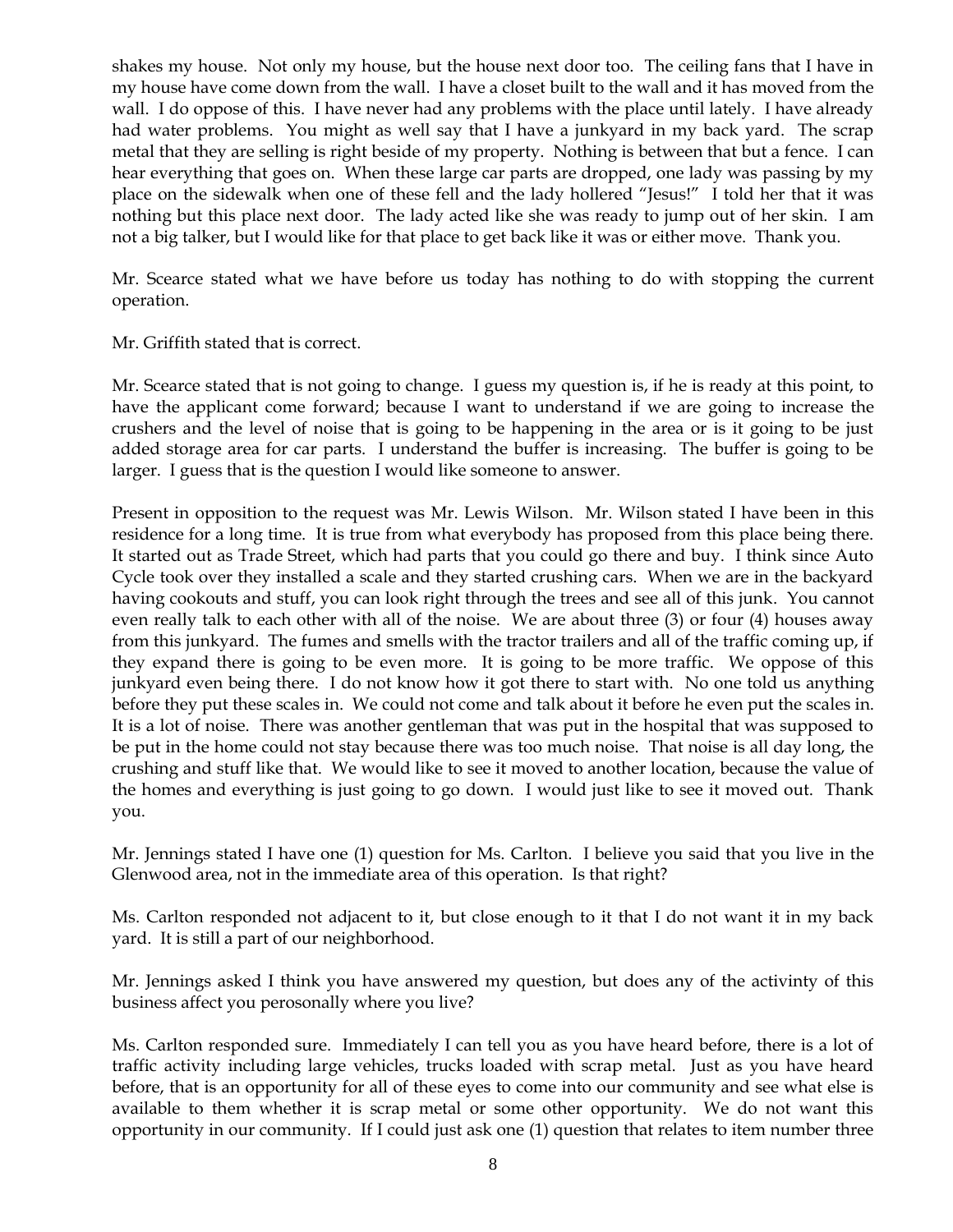shakes my house. Not only my house, but the house next door too. The ceiling fans that I have in my house have come down from the wall. I have a closet built to the wall and it has moved from the wall. I do oppose of this. I have never had any problems with the place until lately. I have already had water problems. You might as well say that I have a junkyard in my back yard. The scrap metal that they are selling is right beside of my property. Nothing is between that but a fence. I can hear everything that goes on. When these large car parts are dropped, one lady was passing by my place on the sidewalk when one of these fell and the lady hollered "Jesus!" I told her that it was nothing but this place next door. The lady acted like she was ready to jump out of her skin. I am not a big talker, but I would like for that place to get back like it was or either move. Thank you.

Mr. Scearce stated what we have before us today has nothing to do with stopping the current operation.

Mr. Griffith stated that is correct.

Mr. Scearce stated that is not going to change. I guess my question is, if he is ready at this point, to have the applicant come forward; because I want to understand if we are going to increase the crushers and the level of noise that is going to be happening in the area or is it going to be just added storage area for car parts. I understand the buffer is increasing. The buffer is going to be larger. I guess that is the question I would like someone to answer.

Present in opposition to the request was Mr. Lewis Wilson. Mr. Wilson stated I have been in this residence for a long time. It is true from what everybody has proposed from this place being there. It started out as Trade Street, which had parts that you could go there and buy. I think since Auto Cycle took over they installed a scale and they started crushing cars. When we are in the backyard having cookouts and stuff, you can look right through the trees and see all of this junk. You cannot even really talk to each other with all of the noise. We are about three (3) or four (4) houses away from this junkyard. The fumes and smells with the tractor trailers and all of the traffic coming up, if they expand there is going to be even more. It is going to be more traffic. We oppose of this junkyard even being there. I do not know how it got there to start with. No one told us anything before they put these scales in. We could not come and talk about it before he even put the scales in. It is a lot of noise. There was another gentleman that was put in the hospital that was supposed to be put in the home could not stay because there was too much noise. That noise is all day long, the crushing and stuff like that. We would like to see it moved to another location, because the value of the homes and everything is just going to go down. I would just like to see it moved out. Thank you.

Mr. Jennings stated I have one (1) question for Ms. Carlton. I believe you said that you live in the Glenwood area, not in the immediate area of this operation. Is that right?

Ms. Carlton responded not adjacent to it, but close enough to it that I do not want it in my back yard. It is still a part of our neighborhood.

Mr. Jennings asked I think you have answered my question, but does any of the activinty of this business affect you perosonally where you live?

Ms. Carlton responded sure. Immediately I can tell you as you have heard before, there is a lot of traffic activity including large vehicles, trucks loaded with scrap metal. Just as you have heard before, that is an opportunity for all of these eyes to come into our community and see what else is available to them whether it is scrap metal or some other opportunity. We do not want this opportunity in our community. If I could just ask one (1) question that relates to item number three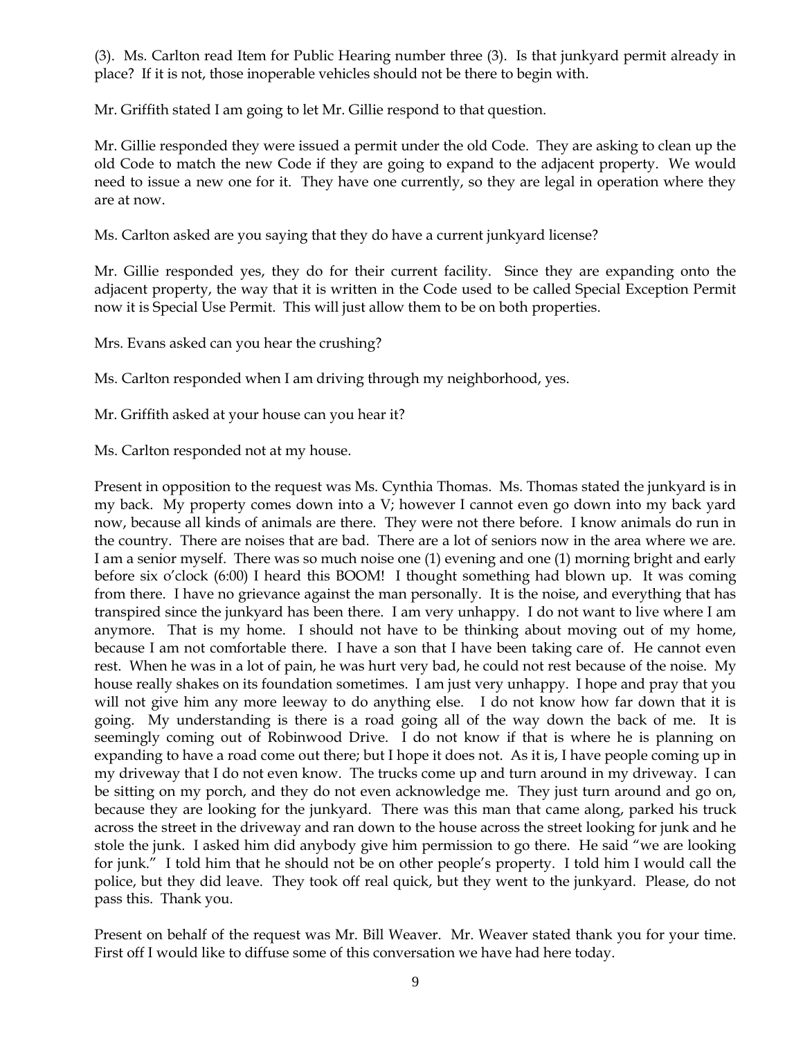(3). Ms. Carlton read Item for Public Hearing number three (3). Is that junkyard permit already in place? If it is not, those inoperable vehicles should not be there to begin with.

Mr. Griffith stated I am going to let Mr. Gillie respond to that question.

Mr. Gillie responded they were issued a permit under the old Code. They are asking to clean up the old Code to match the new Code if they are going to expand to the adjacent property. We would need to issue a new one for it. They have one currently, so they are legal in operation where they are at now.

Ms. Carlton asked are you saying that they do have a current junkyard license?

Mr. Gillie responded yes, they do for their current facility. Since they are expanding onto the adjacent property, the way that it is written in the Code used to be called Special Exception Permit now it is Special Use Permit. This will just allow them to be on both properties.

Mrs. Evans asked can you hear the crushing?

Ms. Carlton responded when I am driving through my neighborhood, yes.

Mr. Griffith asked at your house can you hear it?

Ms. Carlton responded not at my house.

Present in opposition to the request was Ms. Cynthia Thomas. Ms. Thomas stated the junkyard is in my back. My property comes down into a V; however I cannot even go down into my back yard now, because all kinds of animals are there. They were not there before. I know animals do run in the country. There are noises that are bad. There are a lot of seniors now in the area where we are. I am a senior myself. There was so much noise one (1) evening and one (1) morning bright and early before six o'clock (6:00) I heard this BOOM! I thought something had blown up. It was coming from there. I have no grievance against the man personally. It is the noise, and everything that has transpired since the junkyard has been there. I am very unhappy. I do not want to live where I am anymore. That is my home. I should not have to be thinking about moving out of my home, because I am not comfortable there. I have a son that I have been taking care of. He cannot even rest. When he was in a lot of pain, he was hurt very bad, he could not rest because of the noise. My house really shakes on its foundation sometimes. I am just very unhappy. I hope and pray that you will not give him any more leeway to do anything else. I do not know how far down that it is going. My understanding is there is a road going all of the way down the back of me. It is seemingly coming out of Robinwood Drive. I do not know if that is where he is planning on expanding to have a road come out there; but I hope it does not. As it is, I have people coming up in my driveway that I do not even know. The trucks come up and turn around in my driveway. I can be sitting on my porch, and they do not even acknowledge me. They just turn around and go on, because they are looking for the junkyard. There was this man that came along, parked his truck across the street in the driveway and ran down to the house across the street looking for junk and he stole the junk. I asked him did anybody give him permission to go there. He said "we are looking for junk." I told him that he should not be on other people's property. I told him I would call the police, but they did leave. They took off real quick, but they went to the junkyard. Please, do not pass this. Thank you.

Present on behalf of the request was Mr. Bill Weaver. Mr. Weaver stated thank you for your time. First off I would like to diffuse some of this conversation we have had here today.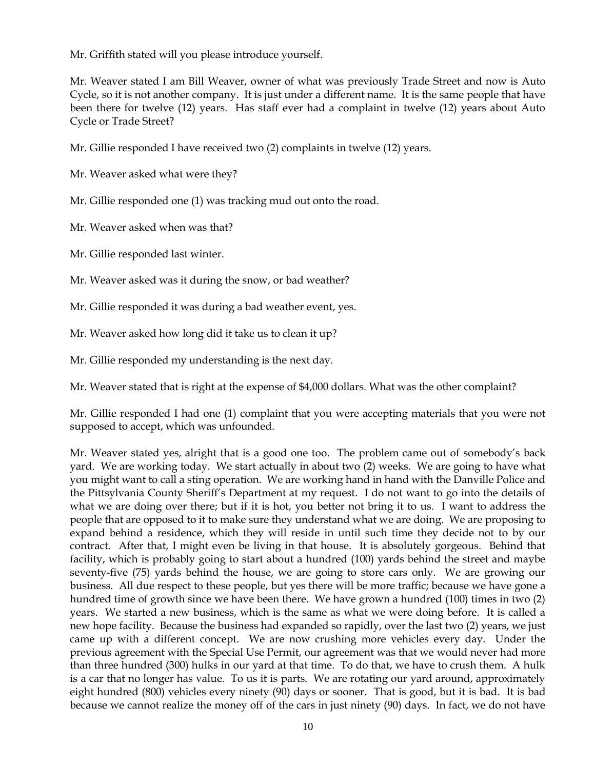Mr. Griffith stated will you please introduce yourself.

Mr. Weaver stated I am Bill Weaver, owner of what was previously Trade Street and now is Auto Cycle, so it is not another company. It is just under a different name. It is the same people that have been there for twelve (12) years. Has staff ever had a complaint in twelve (12) years about Auto Cycle or Trade Street?

Mr. Gillie responded I have received two (2) complaints in twelve (12) years.

Mr. Weaver asked what were they?

Mr. Gillie responded one (1) was tracking mud out onto the road.

Mr. Weaver asked when was that?

Mr. Gillie responded last winter.

Mr. Weaver asked was it during the snow, or bad weather?

Mr. Gillie responded it was during a bad weather event, yes.

Mr. Weaver asked how long did it take us to clean it up?

Mr. Gillie responded my understanding is the next day.

Mr. Weaver stated that is right at the expense of $4,000 dollars. What was the other complaint?

Mr. Gillie responded I had one (1) complaint that you were accepting materials that you were not supposed to accept, which was unfounded.

Mr. Weaver stated yes, alright that is a good one too. The problem came out of somebody's back yard. We are working today. We start actually in about two (2) weeks. We are going to have what you might want to call a sting operation. We are working hand in hand with the Danville Police and the Pittsylvania County Sheriff's Department at my request. I do not want to go into the details of what we are doing over there; but if it is hot, you better not bring it to us. I want to address the people that are opposed to it to make sure they understand what we are doing. We are proposing to expand behind a residence, which they will reside in until such time they decide not to by our contract. After that, I might even be living in that house. It is absolutely gorgeous. Behind that facility, which is probably going to start about a hundred (100) yards behind the street and maybe seventy-five (75) yards behind the house, we are going to store cars only. We are growing our business. All due respect to these people, but yes there will be more traffic; because we have gone a hundred time of growth since we have been there. We have grown a hundred (100) times in two (2) years. We started a new business, which is the same as what we were doing before. It is called a new hope facility. Because the business had expanded so rapidly, over the last two (2) years, we just came up with a different concept. We are now crushing more vehicles every day. Under the previous agreement with the Special Use Permit, our agreement was that we would never had more than three hundred (300) hulks in our yard at that time. To do that, we have to crush them. A hulk is a car that no longer has value. To us it is parts. We are rotating our yard around, approximately eight hundred (800) vehicles every ninety (90) days or sooner. That is good, but it is bad. It is bad because we cannot realize the money off of the cars in just ninety (90) days. In fact, we do not have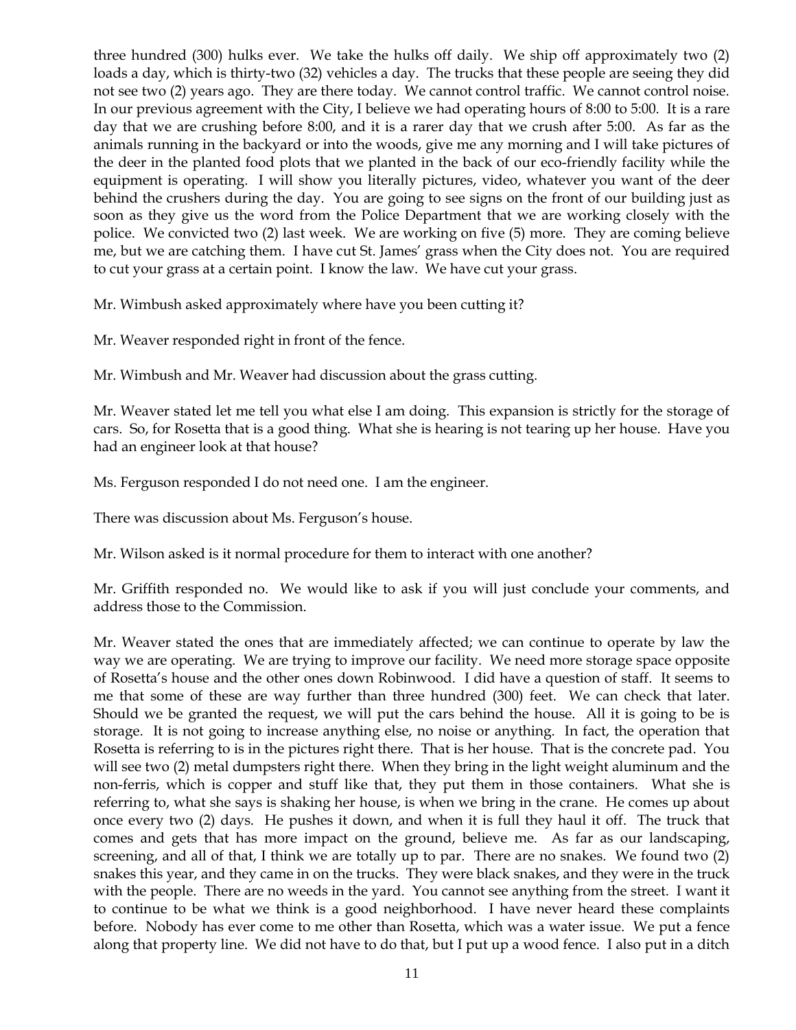three hundred (300) hulks ever. We take the hulks off daily. We ship off approximately two (2) loads a day, which is thirty-two (32) vehicles a day. The trucks that these people are seeing they did not see two (2) years ago. They are there today. We cannot control traffic. We cannot control noise. In our previous agreement with the City, I believe we had operating hours of 8:00 to 5:00. It is a rare day that we are crushing before 8:00, and it is a rarer day that we crush after 5:00. As far as the animals running in the backyard or into the woods, give me any morning and I will take pictures of the deer in the planted food plots that we planted in the back of our eco-friendly facility while the equipment is operating. I will show you literally pictures, video, whatever you want of the deer behind the crushers during the day. You are going to see signs on the front of our building just as soon as they give us the word from the Police Department that we are working closely with the police. We convicted two (2) last week. We are working on five (5) more. They are coming believe me, but we are catching them. I have cut St. James' grass when the City does not. You are required to cut your grass at a certain point. I know the law. We have cut your grass.

Mr. Wimbush asked approximately where have you been cutting it?

Mr. Weaver responded right in front of the fence.

Mr. Wimbush and Mr. Weaver had discussion about the grass cutting.

Mr. Weaver stated let me tell you what else I am doing. This expansion is strictly for the storage of cars. So, for Rosetta that is a good thing. What she is hearing is not tearing up her house. Have you had an engineer look at that house?

Ms. Ferguson responded I do not need one. I am the engineer.

There was discussion about Ms. Ferguson's house.

Mr. Wilson asked is it normal procedure for them to interact with one another?

Mr. Griffith responded no. We would like to ask if you will just conclude your comments, and address those to the Commission.

Mr. Weaver stated the ones that are immediately affected; we can continue to operate by law the way we are operating. We are trying to improve our facility. We need more storage space opposite of Rosetta's house and the other ones down Robinwood. I did have a question of staff. It seems to me that some of these are way further than three hundred (300) feet. We can check that later. Should we be granted the request, we will put the cars behind the house. All it is going to be is storage. It is not going to increase anything else, no noise or anything. In fact, the operation that Rosetta is referring to is in the pictures right there. That is her house. That is the concrete pad. You will see two (2) metal dumpsters right there. When they bring in the light weight aluminum and the non-ferris, which is copper and stuff like that, they put them in those containers. What she is referring to, what she says is shaking her house, is when we bring in the crane. He comes up about once every two (2) days. He pushes it down, and when it is full they haul it off. The truck that comes and gets that has more impact on the ground, believe me. As far as our landscaping, screening, and all of that, I think we are totally up to par. There are no snakes. We found two (2) snakes this year, and they came in on the trucks. They were black snakes, and they were in the truck with the people. There are no weeds in the yard. You cannot see anything from the street. I want it to continue to be what we think is a good neighborhood. I have never heard these complaints before. Nobody has ever come to me other than Rosetta, which was a water issue. We put a fence along that property line. We did not have to do that, but I put up a wood fence. I also put in a ditch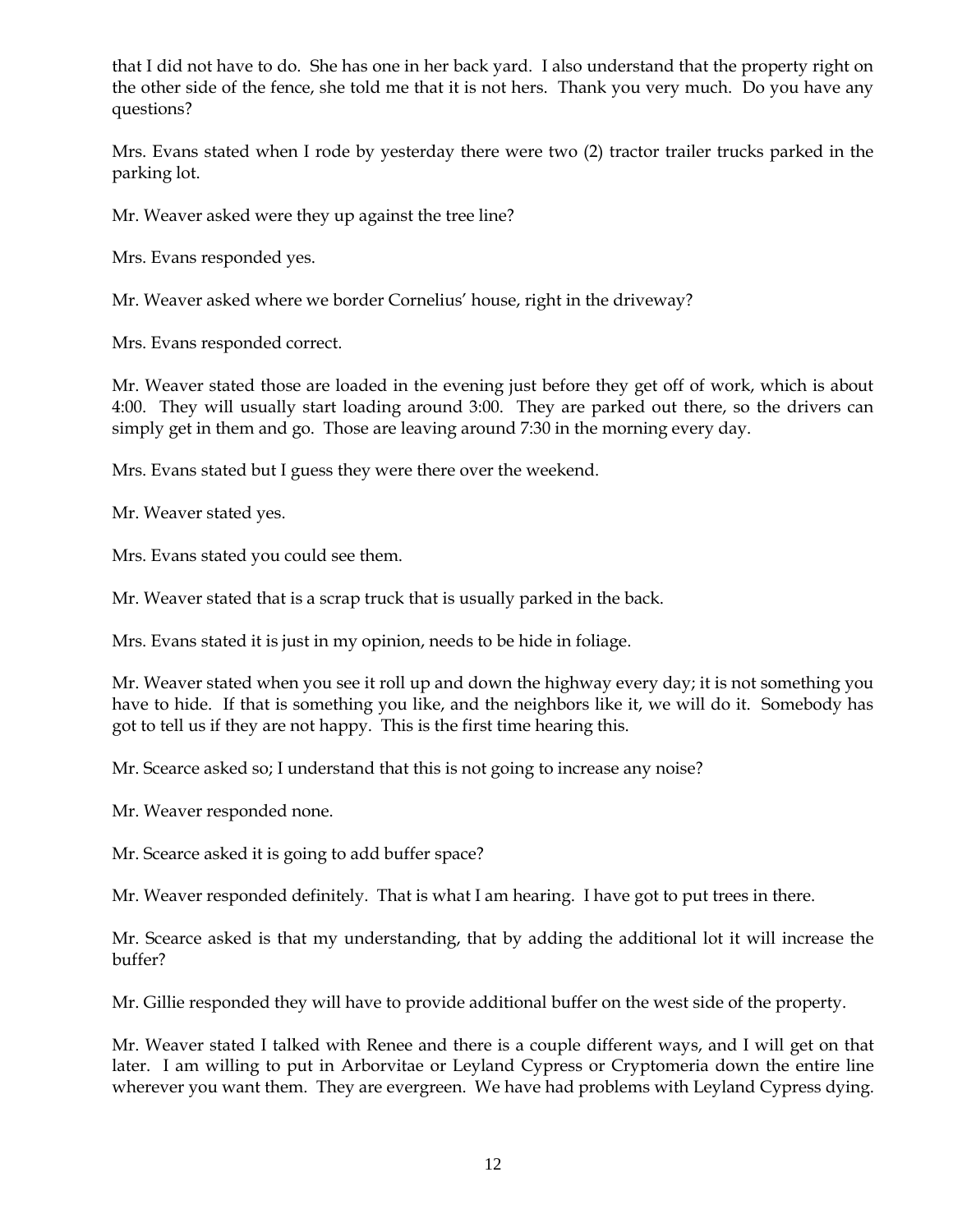that I did not have to do. She has one in her back yard. I also understand that the property right on the other side of the fence, she told me that it is not hers. Thank you very much. Do you have any questions?

Mrs. Evans stated when I rode by yesterday there were two (2) tractor trailer trucks parked in the parking lot.

Mr. Weaver asked were they up against the tree line?

Mrs. Evans responded yes.

Mr. Weaver asked where we border Cornelius' house, right in the driveway?

Mrs. Evans responded correct.

Mr. Weaver stated those are loaded in the evening just before they get off of work, which is about 4:00. They will usually start loading around 3:00. They are parked out there, so the drivers can simply get in them and go. Those are leaving around 7:30 in the morning every day.

Mrs. Evans stated but I guess they were there over the weekend.

Mr. Weaver stated yes.

Mrs. Evans stated you could see them.

Mr. Weaver stated that is a scrap truck that is usually parked in the back.

Mrs. Evans stated it is just in my opinion, needs to be hide in foliage.

Mr. Weaver stated when you see it roll up and down the highway every day; it is not something you have to hide. If that is something you like, and the neighbors like it, we will do it. Somebody has got to tell us if they are not happy. This is the first time hearing this.

Mr. Scearce asked so; I understand that this is not going to increase any noise?

Mr. Weaver responded none.

Mr. Scearce asked it is going to add buffer space?

Mr. Weaver responded definitely. That is what I am hearing. I have got to put trees in there.

Mr. Scearce asked is that my understanding, that by adding the additional lot it will increase the buffer?

Mr. Gillie responded they will have to provide additional buffer on the west side of the property.

Mr. Weaver stated I talked with Renee and there is a couple different ways, and I will get on that later. I am willing to put in Arborvitae or Leyland Cypress or Cryptomeria down the entire line wherever you want them. They are evergreen. We have had problems with Leyland Cypress dying.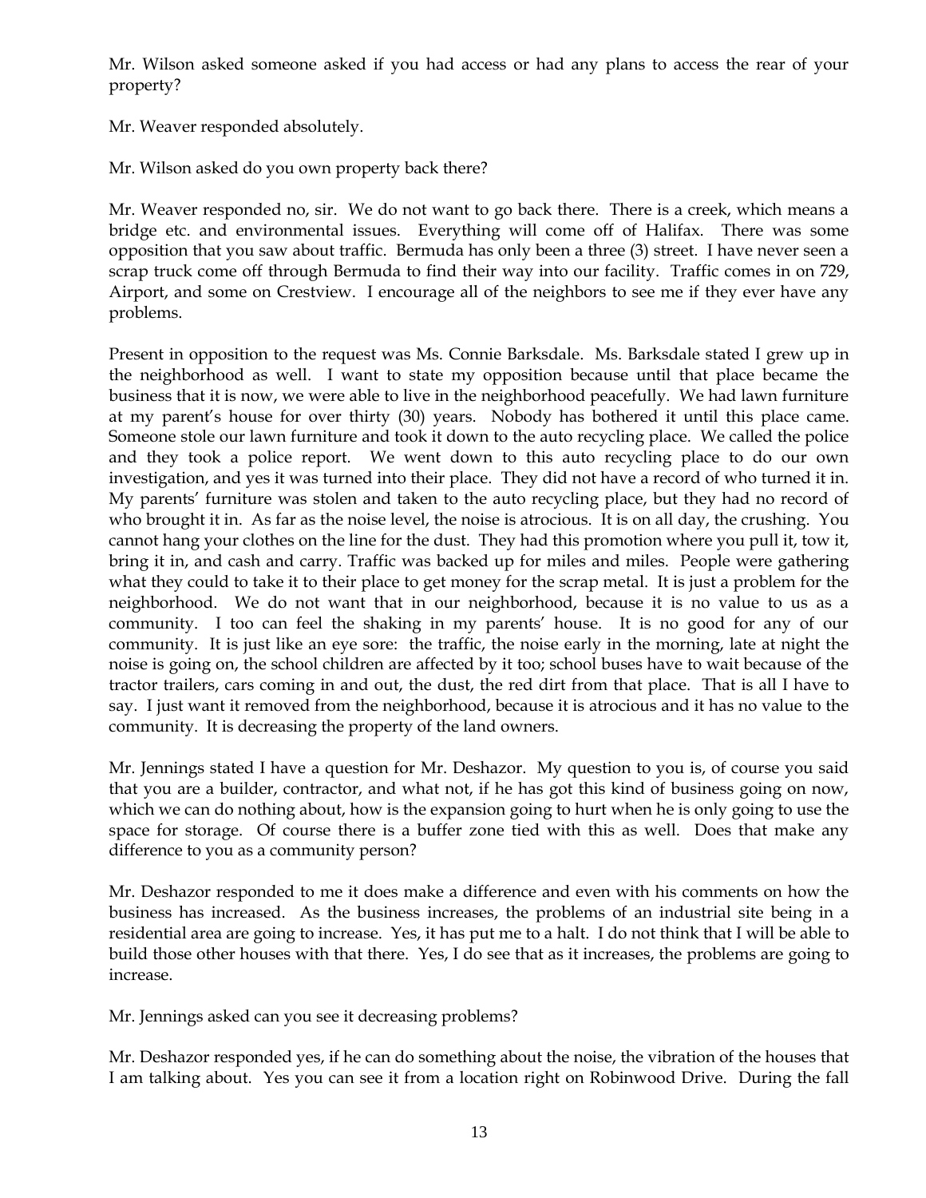Mr. Wilson asked someone asked if you had access or had any plans to access the rear of your property?

Mr. Weaver responded absolutely.

Mr. Wilson asked do you own property back there?

Mr. Weaver responded no, sir. We do not want to go back there. There is a creek, which means a bridge etc. and environmental issues. Everything will come off of Halifax. There was some opposition that you saw about traffic. Bermuda has only been a three (3) street. I have never seen a scrap truck come off through Bermuda to find their way into our facility. Traffic comes in on 729, Airport, and some on Crestview. I encourage all of the neighbors to see me if they ever have any problems.

Present in opposition to the request was Ms. Connie Barksdale. Ms. Barksdale stated I grew up in the neighborhood as well. I want to state my opposition because until that place became the business that it is now, we were able to live in the neighborhood peacefully. We had lawn furniture at my parent's house for over thirty (30) years. Nobody has bothered it until this place came. Someone stole our lawn furniture and took it down to the auto recycling place. We called the police and they took a police report. We went down to this auto recycling place to do our own investigation, and yes it was turned into their place. They did not have a record of who turned it in. My parents' furniture was stolen and taken to the auto recycling place, but they had no record of who brought it in. As far as the noise level, the noise is atrocious. It is on all day, the crushing. You cannot hang your clothes on the line for the dust. They had this promotion where you pull it, tow it, bring it in, and cash and carry. Traffic was backed up for miles and miles. People were gathering what they could to take it to their place to get money for the scrap metal. It is just a problem for the neighborhood. We do not want that in our neighborhood, because it is no value to us as a community. I too can feel the shaking in my parents' house. It is no good for any of our community. It is just like an eye sore: the traffic, the noise early in the morning, late at night the noise is going on, the school children are affected by it too; school buses have to wait because of the tractor trailers, cars coming in and out, the dust, the red dirt from that place. That is all I have to say. I just want it removed from the neighborhood, because it is atrocious and it has no value to the community. It is decreasing the property of the land owners.

Mr. Jennings stated I have a question for Mr. Deshazor. My question to you is, of course you said that you are a builder, contractor, and what not, if he has got this kind of business going on now, which we can do nothing about, how is the expansion going to hurt when he is only going to use the space for storage. Of course there is a buffer zone tied with this as well. Does that make any difference to you as a community person?

Mr. Deshazor responded to me it does make a difference and even with his comments on how the business has increased. As the business increases, the problems of an industrial site being in a residential area are going to increase. Yes, it has put me to a halt. I do not think that I will be able to build those other houses with that there. Yes, I do see that as it increases, the problems are going to increase.

Mr. Jennings asked can you see it decreasing problems?

Mr. Deshazor responded yes, if he can do something about the noise, the vibration of the houses that I am talking about. Yes you can see it from a location right on Robinwood Drive. During the fall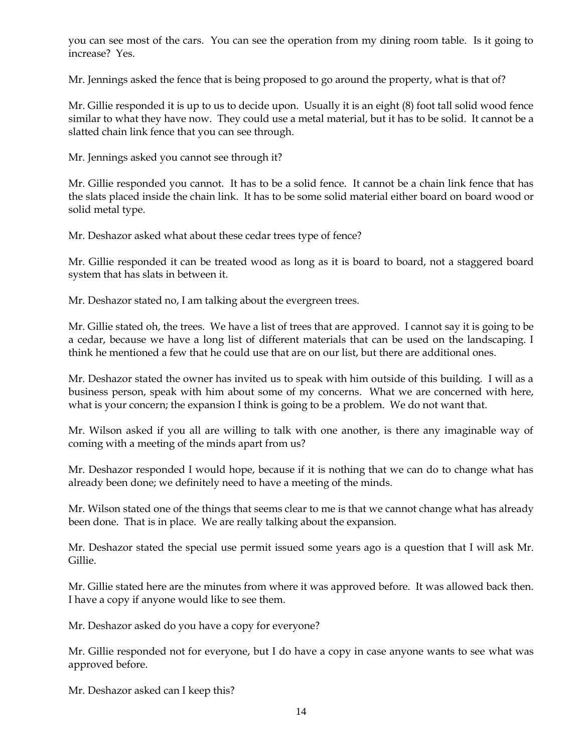you can see most of the cars. You can see the operation from my dining room table. Is it going to increase? Yes.

Mr. Jennings asked the fence that is being proposed to go around the property, what is that of?

Mr. Gillie responded it is up to us to decide upon. Usually it is an eight (8) foot tall solid wood fence similar to what they have now. They could use a metal material, but it has to be solid. It cannot be a slatted chain link fence that you can see through.

Mr. Jennings asked you cannot see through it?

Mr. Gillie responded you cannot. It has to be a solid fence. It cannot be a chain link fence that has the slats placed inside the chain link. It has to be some solid material either board on board wood or solid metal type.

Mr. Deshazor asked what about these cedar trees type of fence?

Mr. Gillie responded it can be treated wood as long as it is board to board, not a staggered board system that has slats in between it.

Mr. Deshazor stated no, I am talking about the evergreen trees.

Mr. Gillie stated oh, the trees. We have a list of trees that are approved. I cannot say it is going to be a cedar, because we have a long list of different materials that can be used on the landscaping. I think he mentioned a few that he could use that are on our list, but there are additional ones.

Mr. Deshazor stated the owner has invited us to speak with him outside of this building. I will as a business person, speak with him about some of my concerns. What we are concerned with here, what is your concern; the expansion I think is going to be a problem. We do not want that.

Mr. Wilson asked if you all are willing to talk with one another, is there any imaginable way of coming with a meeting of the minds apart from us?

Mr. Deshazor responded I would hope, because if it is nothing that we can do to change what has already been done; we definitely need to have a meeting of the minds.

Mr. Wilson stated one of the things that seems clear to me is that we cannot change what has already been done. That is in place. We are really talking about the expansion.

Mr. Deshazor stated the special use permit issued some years ago is a question that I will ask Mr. Gillie.

Mr. Gillie stated here are the minutes from where it was approved before. It was allowed back then. I have a copy if anyone would like to see them.

Mr. Deshazor asked do you have a copy for everyone?

Mr. Gillie responded not for everyone, but I do have a copy in case anyone wants to see what was approved before.

Mr. Deshazor asked can I keep this?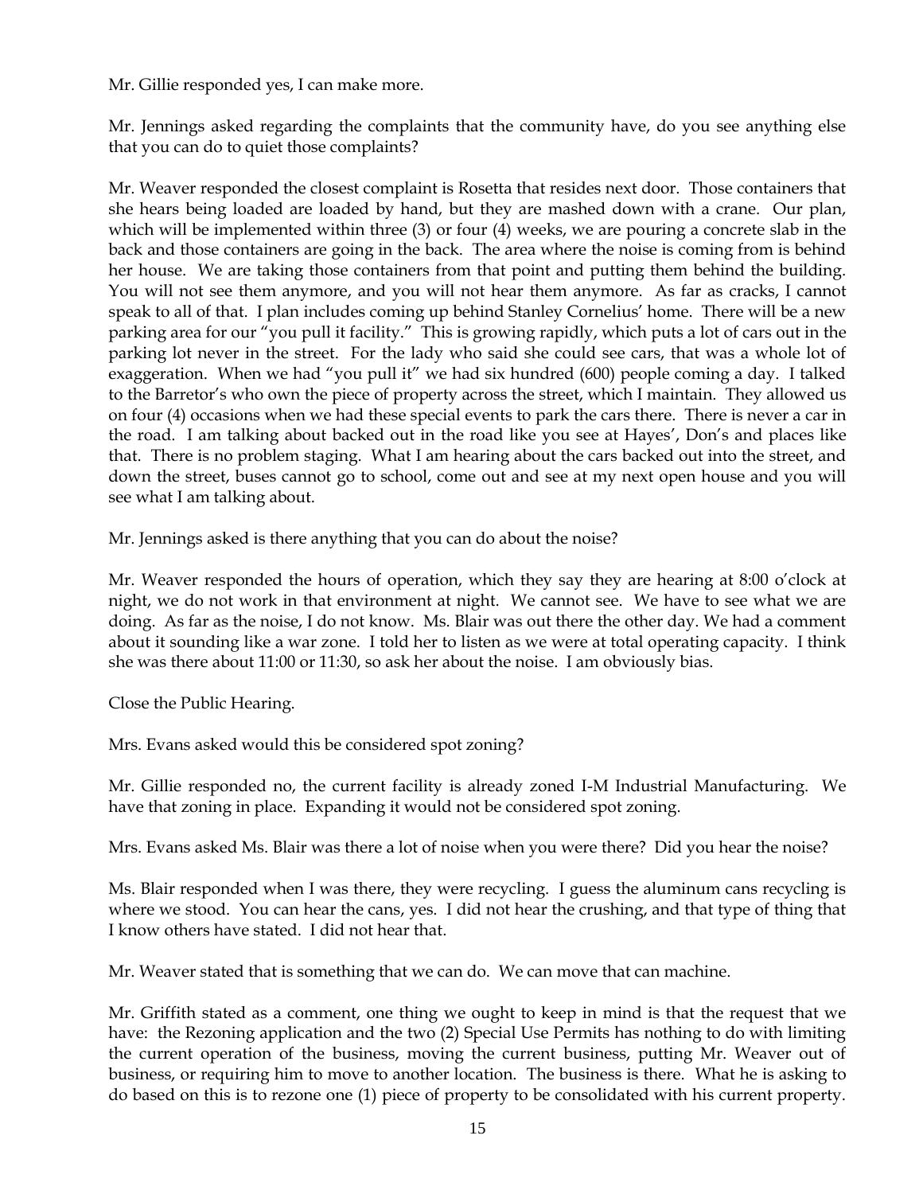Mr. Gillie responded yes, I can make more.

Mr. Jennings asked regarding the complaints that the community have, do you see anything else that you can do to quiet those complaints?

Mr. Weaver responded the closest complaint is Rosetta that resides next door. Those containers that she hears being loaded are loaded by hand, but they are mashed down with a crane. Our plan, which will be implemented within three (3) or four (4) weeks, we are pouring a concrete slab in the back and those containers are going in the back. The area where the noise is coming from is behind her house. We are taking those containers from that point and putting them behind the building. You will not see them anymore, and you will not hear them anymore. As far as cracks, I cannot speak to all of that. I plan includes coming up behind Stanley Cornelius' home. There will be a new parking area for our "you pull it facility." This is growing rapidly, which puts a lot of cars out in the parking lot never in the street. For the lady who said she could see cars, that was a whole lot of exaggeration. When we had "you pull it" we had six hundred (600) people coming a day. I talked to the Barretor's who own the piece of property across the street, which I maintain. They allowed us on four (4) occasions when we had these special events to park the cars there. There is never a car in the road. I am talking about backed out in the road like you see at Hayes', Don's and places like that. There is no problem staging. What I am hearing about the cars backed out into the street, and down the street, buses cannot go to school, come out and see at my next open house and you will see what I am talking about.

Mr. Jennings asked is there anything that you can do about the noise?

Mr. Weaver responded the hours of operation, which they say they are hearing at 8:00 o'clock at night, we do not work in that environment at night. We cannot see. We have to see what we are doing. As far as the noise, I do not know. Ms. Blair was out there the other day. We had a comment about it sounding like a war zone. I told her to listen as we were at total operating capacity. I think she was there about 11:00 or 11:30, so ask her about the noise. I am obviously bias.

Close the Public Hearing.

Mrs. Evans asked would this be considered spot zoning?

Mr. Gillie responded no, the current facility is already zoned I-M Industrial Manufacturing. We have that zoning in place. Expanding it would not be considered spot zoning.

Mrs. Evans asked Ms. Blair was there a lot of noise when you were there? Did you hear the noise?

Ms. Blair responded when I was there, they were recycling. I guess the aluminum cans recycling is where we stood. You can hear the cans, yes. I did not hear the crushing, and that type of thing that I know others have stated. I did not hear that.

Mr. Weaver stated that is something that we can do. We can move that can machine.

Mr. Griffith stated as a comment, one thing we ought to keep in mind is that the request that we have: the Rezoning application and the two (2) Special Use Permits has nothing to do with limiting the current operation of the business, moving the current business, putting Mr. Weaver out of business, or requiring him to move to another location. The business is there. What he is asking to do based on this is to rezone one (1) piece of property to be consolidated with his current property.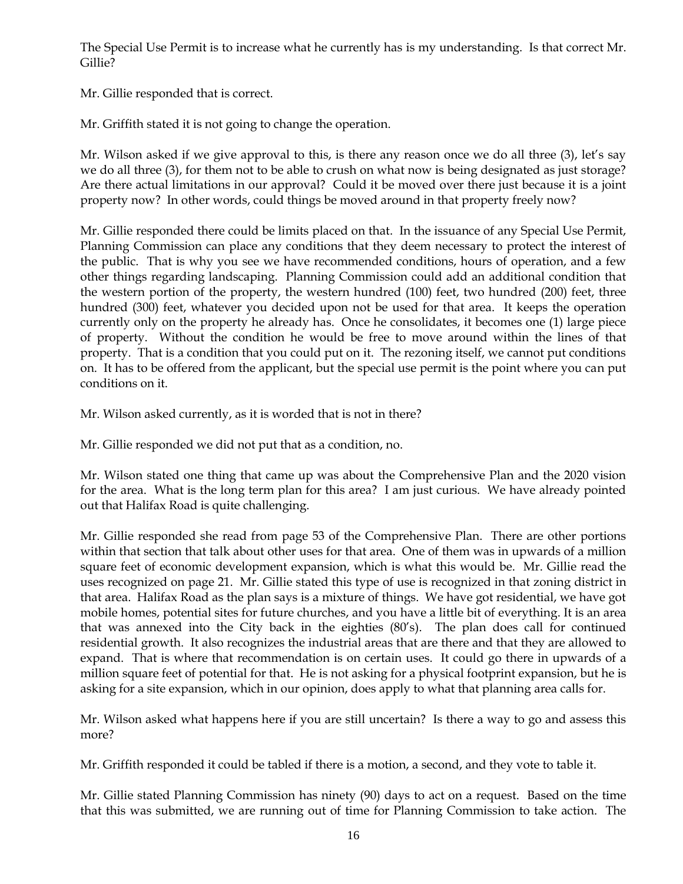The Special Use Permit is to increase what he currently has is my understanding. Is that correct Mr. Gillie?

Mr. Gillie responded that is correct.

Mr. Griffith stated it is not going to change the operation.

Mr. Wilson asked if we give approval to this, is there any reason once we do all three (3), let's say we do all three (3), for them not to be able to crush on what now is being designated as just storage? Are there actual limitations in our approval? Could it be moved over there just because it is a joint property now? In other words, could things be moved around in that property freely now?

Mr. Gillie responded there could be limits placed on that. In the issuance of any Special Use Permit, Planning Commission can place any conditions that they deem necessary to protect the interest of the public. That is why you see we have recommended conditions, hours of operation, and a few other things regarding landscaping. Planning Commission could add an additional condition that the western portion of the property, the western hundred (100) feet, two hundred (200) feet, three hundred (300) feet, whatever you decided upon not be used for that area. It keeps the operation currently only on the property he already has. Once he consolidates, it becomes one (1) large piece of property. Without the condition he would be free to move around within the lines of that property. That is a condition that you could put on it. The rezoning itself, we cannot put conditions on. It has to be offered from the applicant, but the special use permit is the point where you can put conditions on it.

Mr. Wilson asked currently, as it is worded that is not in there?

Mr. Gillie responded we did not put that as a condition, no.

Mr. Wilson stated one thing that came up was about the Comprehensive Plan and the 2020 vision for the area. What is the long term plan for this area? I am just curious. We have already pointed out that Halifax Road is quite challenging.

Mr. Gillie responded she read from page 53 of the Comprehensive Plan. There are other portions within that section that talk about other uses for that area. One of them was in upwards of a million square feet of economic development expansion, which is what this would be. Mr. Gillie read the uses recognized on page 21. Mr. Gillie stated this type of use is recognized in that zoning district in that area. Halifax Road as the plan says is a mixture of things. We have got residential, we have got mobile homes, potential sites for future churches, and you have a little bit of everything. It is an area that was annexed into the City back in the eighties (80's). The plan does call for continued residential growth. It also recognizes the industrial areas that are there and that they are allowed to expand. That is where that recommendation is on certain uses. It could go there in upwards of a million square feet of potential for that. He is not asking for a physical footprint expansion, but he is asking for a site expansion, which in our opinion, does apply to what that planning area calls for.

Mr. Wilson asked what happens here if you are still uncertain? Is there a way to go and assess this more?

Mr. Griffith responded it could be tabled if there is a motion, a second, and they vote to table it.

Mr. Gillie stated Planning Commission has ninety (90) days to act on a request. Based on the time that this was submitted, we are running out of time for Planning Commission to take action. The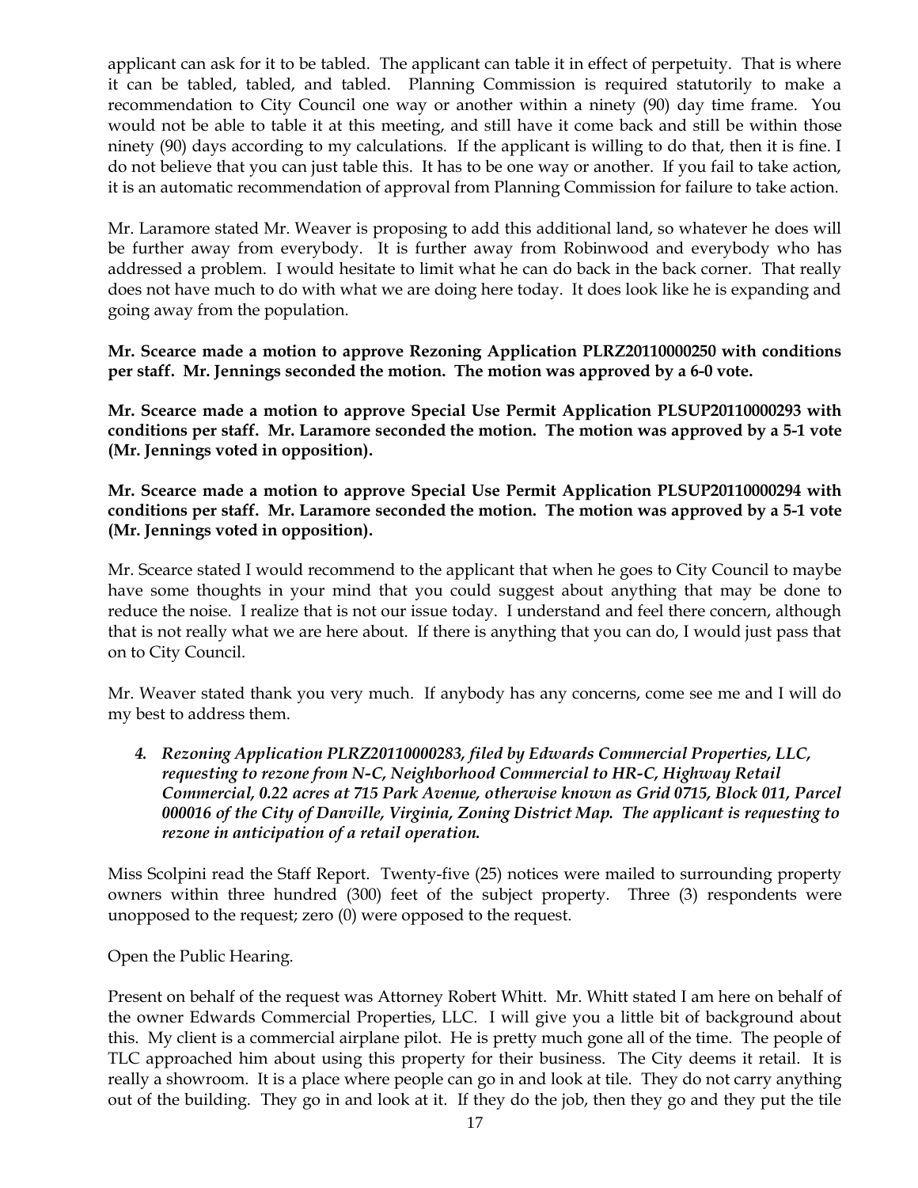applicant can ask for it to be tabled. The applicant can table it in effect of perpetuity. That is where it can be tabled, tabled, and tabled. Planning Commission is required statutorily to make a recommendation to City Council one way or another within a ninety (90) day time frame. You would not be able to table it at this meeting, and still have it come back and still be within those ninety (90) days according to my calculations. If the applicant is willing to do that, then it is fine. I do not believe that you can just table this. It has to be one way or another. If you fail to take action, it is an automatic recommendation of approval from Planning Commission for failure to take action.

Mr. Laramore stated Mr. Weaver is proposing to add this additional land, so whatever he does will be further away from everybody. It is further away from Robinwood and everybody who has addressed a problem. I would hesitate to limit what he can do back in the back corner. That really does not have much to do with what we are doing here today. It does look like he is expanding and going away from the population.

**Mr. Scearce made a motion to approve Rezoning Application PLRZ20110000250 with conditions per staff. Mr. Jennings seconded the motion. The motion was approved by a 6-0 vote.**

**Mr. Scearce made a motion to approve Special Use Permit Application PLSUP20110000293 with conditions per staff. Mr. Laramore seconded the motion. The motion was approved by a 5-1 vote (Mr. Jennings voted in opposition).**

**Mr. Scearce made a motion to approve Special Use Permit Application PLSUP20110000294 with conditions per staff. Mr. Laramore seconded the motion. The motion was approved by a 5-1 vote (Mr. Jennings voted in opposition).**

Mr. Scearce stated I would recommend to the applicant that when he goes to City Council to maybe have some thoughts in your mind that you could suggest about anything that may be done to reduce the noise. I realize that is not our issue today. I understand and feel there concern, although that is not really what we are here about. If there is anything that you can do, I would just pass that on to City Council.

Mr. Weaver stated thank you very much. If anybody has any concerns, come see me and I will do my best to address them.

4. ***Rezoning Application PLRZ20110000283, filed by Edwards Commercial Properties, LLC, requesting to rezone from N-C, Neighborhood Commercial to HR-C, Highway Retail Commercial, 0.22 acres at 715 Park Avenue, otherwise known as Grid 0715, Block 011, Parcel 000016 of the City of Danville, Virginia, Zoning District Map. The applicant is requesting to rezone in anticipation of a retail operation.***

Miss Scolpini read the Staff Report. Twenty-five (25) notices were mailed to surrounding property owners within three hundred (300) feet of the subject property. Three (3) respondents were unopposed to the request; zero (0) were opposed to the request.

Open the Public Hearing.

Present on behalf of the request was Attorney Robert Whitt. Mr. Whitt stated I am here on behalf of the owner Edwards Commercial Properties, LLC. I will give you a little bit of background about this. My client is a commercial airplane pilot. He is pretty much gone all of the time. The people of TLC approached him about using this property for their business. The City deems it retail. It is really a showroom. It is a place where people can go in and look at tile. They do not carry anything out of the building. They go in and look at it. If they do the job, then they go and they put the tile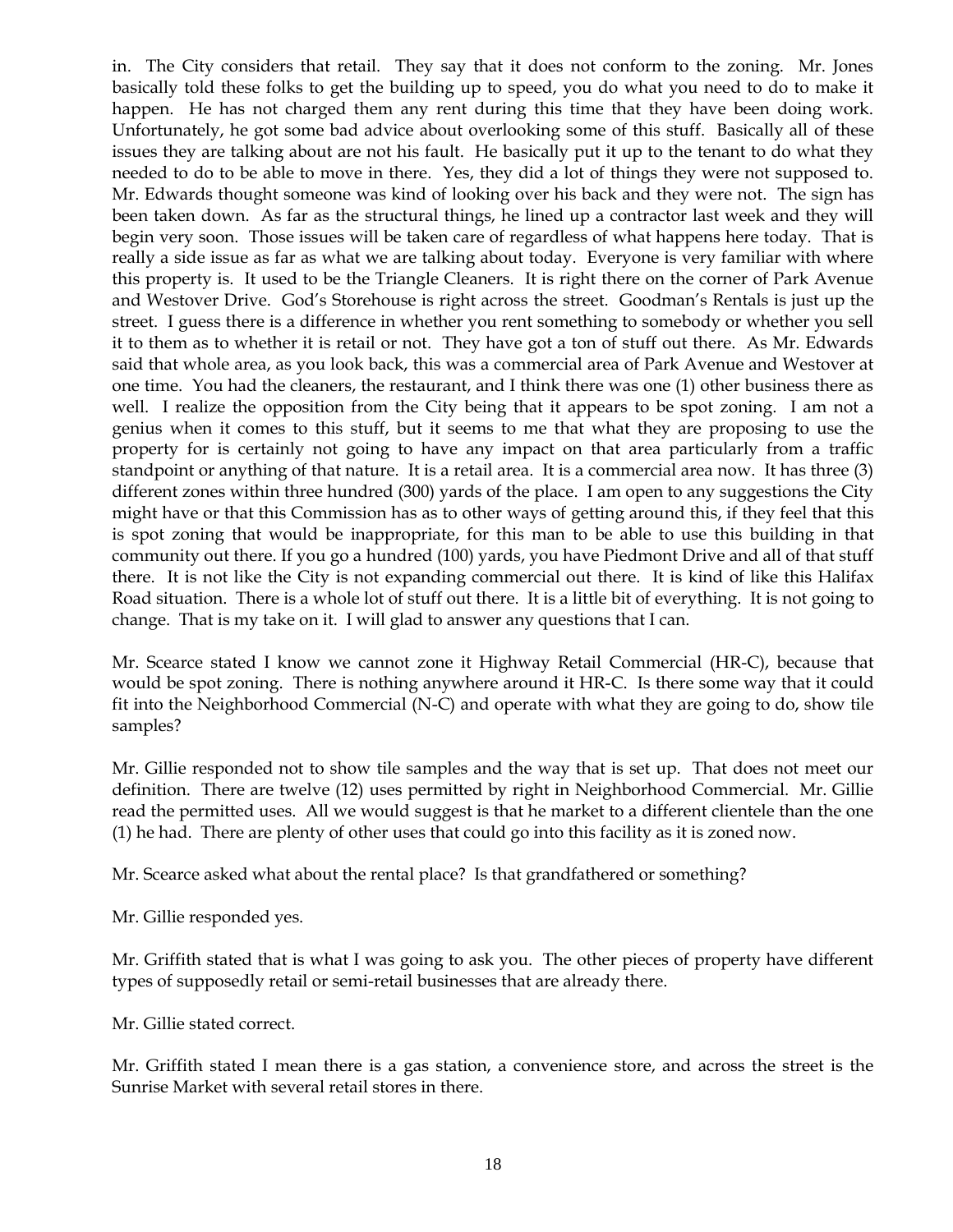in. The City considers that retail. They say that it does not conform to the zoning. Mr. Jones basically told these folks to get the building up to speed, you do what you need to do to make it happen. He has not charged them any rent during this time that they have been doing work. Unfortunately, he got some bad advice about overlooking some of this stuff. Basically all of these issues they are talking about are not his fault. He basically put it up to the tenant to do what they needed to do to be able to move in there. Yes, they did a lot of things they were not supposed to. Mr. Edwards thought someone was kind of looking over his back and they were not. The sign has been taken down. As far as the structural things, he lined up a contractor last week and they will begin very soon. Those issues will be taken care of regardless of what happens here today. That is really a side issue as far as what we are talking about today. Everyone is very familiar with where this property is. It used to be the Triangle Cleaners. It is right there on the corner of Park Avenue and Westover Drive. God's Storehouse is right across the street. Goodman's Rentals is just up the street. I guess there is a difference in whether you rent something to somebody or whether you sell it to them as to whether it is retail or not. They have got a ton of stuff out there. As Mr. Edwards said that whole area, as you look back, this was a commercial area of Park Avenue and Westover at one time. You had the cleaners, the restaurant, and I think there was one (1) other business there as well. I realize the opposition from the City being that it appears to be spot zoning. I am not a genius when it comes to this stuff, but it seems to me that what they are proposing to use the property for is certainly not going to have any impact on that area particularly from a traffic standpoint or anything of that nature. It is a retail area. It is a commercial area now. It has three (3) different zones within three hundred (300) yards of the place. I am open to any suggestions the City might have or that this Commission has as to other ways of getting around this, if they feel that this is spot zoning that would be inappropriate, for this man to be able to use this building in that community out there. If you go a hundred (100) yards, you have Piedmont Drive and all of that stuff there. It is not like the City is not expanding commercial out there. It is kind of like this Halifax Road situation. There is a whole lot of stuff out there. It is a little bit of everything. It is not going to change. That is my take on it. I will glad to answer any questions that I can.

Mr. Scearce stated I know we cannot zone it Highway Retail Commercial (HR-C), because that would be spot zoning. There is nothing anywhere around it HR-C. Is there some way that it could fit into the Neighborhood Commercial (N-C) and operate with what they are going to do, show tile samples?

Mr. Gillie responded not to show tile samples and the way that is set up. That does not meet our definition. There are twelve (12) uses permitted by right in Neighborhood Commercial. Mr. Gillie read the permitted uses. All we would suggest is that he market to a different clientele than the one (1) he had. There are plenty of other uses that could go into this facility as it is zoned now.

Mr. Scearce asked what about the rental place? Is that grandfathered or something?

Mr. Gillie responded yes.

Mr. Griffith stated that is what I was going to ask you. The other pieces of property have different types of supposedly retail or semi-retail businesses that are already there.

Mr. Gillie stated correct.

Mr. Griffith stated I mean there is a gas station, a convenience store, and across the street is the Sunrise Market with several retail stores in there.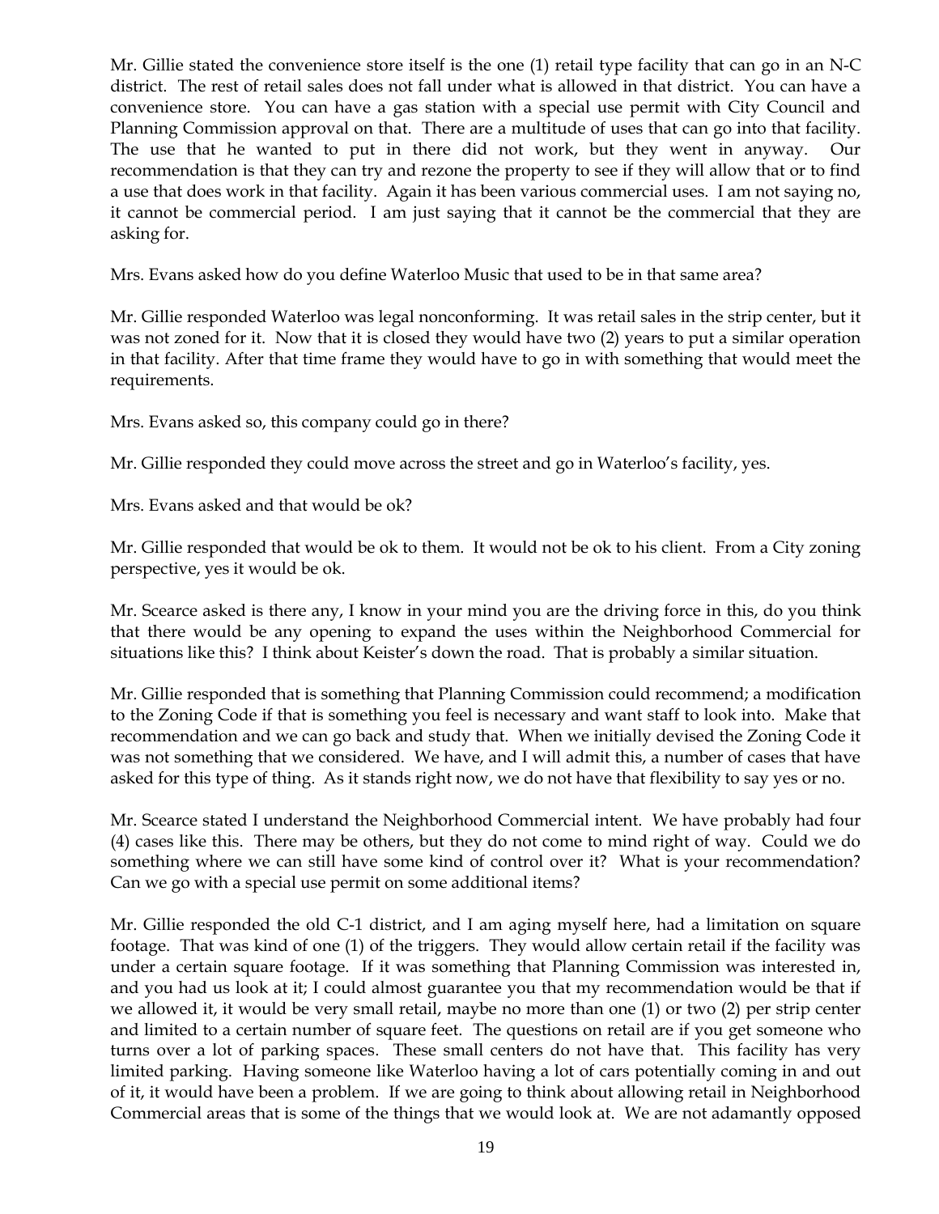Mr. Gillie stated the convenience store itself is the one (1) retail type facility that can go in an N-C district. The rest of retail sales does not fall under what is allowed in that district. You can have a convenience store. You can have a gas station with a special use permit with City Council and Planning Commission approval on that. There are a multitude of uses that can go into that facility. The use that he wanted to put in there did not work, but they went in anyway. Our recommendation is that they can try and rezone the property to see if they will allow that or to find a use that does work in that facility. Again it has been various commercial uses. I am not saying no, it cannot be commercial period. I am just saying that it cannot be the commercial that they are asking for.

Mrs. Evans asked how do you define Waterloo Music that used to be in that same area?

Mr. Gillie responded Waterloo was legal nonconforming. It was retail sales in the strip center, but it was not zoned for it. Now that it is closed they would have two (2) years to put a similar operation in that facility. After that time frame they would have to go in with something that would meet the requirements.

Mrs. Evans asked so, this company could go in there?

Mr. Gillie responded they could move across the street and go in Waterloo's facility, yes.

Mrs. Evans asked and that would be ok?

Mr. Gillie responded that would be ok to them. It would not be ok to his client. From a City zoning perspective, yes it would be ok.

Mr. Scearce asked is there any, I know in your mind you are the driving force in this, do you think that there would be any opening to expand the uses within the Neighborhood Commercial for situations like this? I think about Keister's down the road. That is probably a similar situation.

Mr. Gillie responded that is something that Planning Commission could recommend; a modification to the Zoning Code if that is something you feel is necessary and want staff to look into. Make that recommendation and we can go back and study that. When we initially devised the Zoning Code it was not something that we considered. We have, and I will admit this, a number of cases that have asked for this type of thing. As it stands right now, we do not have that flexibility to say yes or no.

Mr. Scearce stated I understand the Neighborhood Commercial intent. We have probably had four (4) cases like this. There may be others, but they do not come to mind right of way. Could we do something where we can still have some kind of control over it? What is your recommendation? Can we go with a special use permit on some additional items?

Mr. Gillie responded the old C-1 district, and I am aging myself here, had a limitation on square footage. That was kind of one (1) of the triggers. They would allow certain retail if the facility was under a certain square footage. If it was something that Planning Commission was interested in, and you had us look at it; I could almost guarantee you that my recommendation would be that if we allowed it, it would be very small retail, maybe no more than one (1) or two (2) per strip center and limited to a certain number of square feet. The questions on retail are if you get someone who turns over a lot of parking spaces. These small centers do not have that. This facility has very limited parking. Having someone like Waterloo having a lot of cars potentially coming in and out of it, it would have been a problem. If we are going to think about allowing retail in Neighborhood Commercial areas that is some of the things that we would look at. We are not adamantly opposed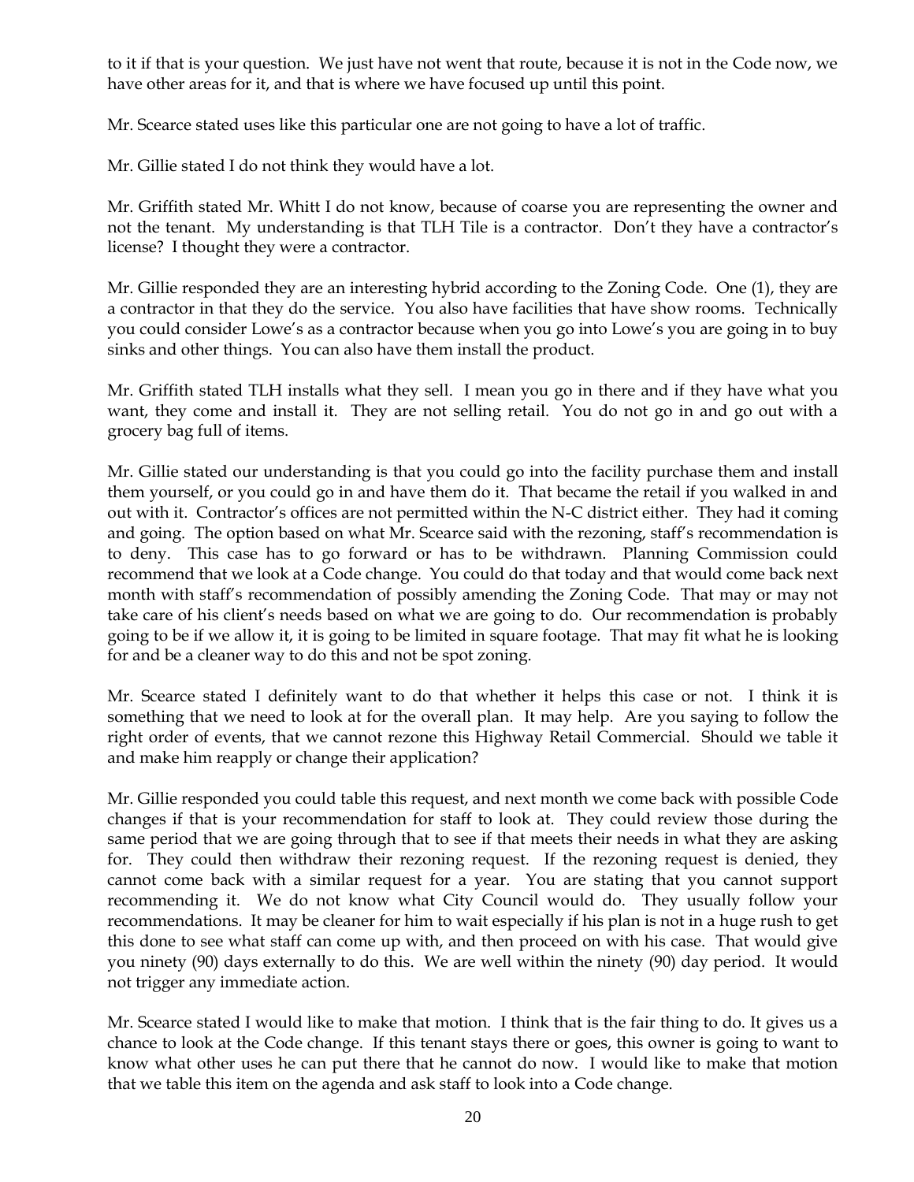to it if that is your question. We just have not went that route, because it is not in the Code now, we have other areas for it, and that is where we have focused up until this point.

Mr. Scearce stated uses like this particular one are not going to have a lot of traffic.

Mr. Gillie stated I do not think they would have a lot.

Mr. Griffith stated Mr. Whitt I do not know, because of coarse you are representing the owner and not the tenant. My understanding is that TLH Tile is a contractor. Don't they have a contractor's license? I thought they were a contractor.

Mr. Gillie responded they are an interesting hybrid according to the Zoning Code. One (1), they are a contractor in that they do the service. You also have facilities that have show rooms. Technically you could consider Lowe's as a contractor because when you go into Lowe's you are going in to buy sinks and other things. You can also have them install the product.

Mr. Griffith stated TLH installs what they sell. I mean you go in there and if they have what you want, they come and install it. They are not selling retail. You do not go in and go out with a grocery bag full of items.

Mr. Gillie stated our understanding is that you could go into the facility purchase them and install them yourself, or you could go in and have them do it. That became the retail if you walked in and out with it. Contractor's offices are not permitted within the N-C district either. They had it coming and going. The option based on what Mr. Scearce said with the rezoning, staff's recommendation is to deny. This case has to go forward or has to be withdrawn. Planning Commission could recommend that we look at a Code change. You could do that today and that would come back next month with staff's recommendation of possibly amending the Zoning Code. That may or may not take care of his client's needs based on what we are going to do. Our recommendation is probably going to be if we allow it, it is going to be limited in square footage. That may fit what he is looking for and be a cleaner way to do this and not be spot zoning.

Mr. Scearce stated I definitely want to do that whether it helps this case or not. I think it is something that we need to look at for the overall plan. It may help. Are you saying to follow the right order of events, that we cannot rezone this Highway Retail Commercial. Should we table it and make him reapply or change their application?

Mr. Gillie responded you could table this request, and next month we come back with possible Code changes if that is your recommendation for staff to look at. They could review those during the same period that we are going through that to see if that meets their needs in what they are asking for. They could then withdraw their rezoning request. If the rezoning request is denied, they cannot come back with a similar request for a year. You are stating that you cannot support recommending it. We do not know what City Council would do. They usually follow your recommendations. It may be cleaner for him to wait especially if his plan is not in a huge rush to get this done to see what staff can come up with, and then proceed on with his case. That would give you ninety (90) days externally to do this. We are well within the ninety (90) day period. It would not trigger any immediate action.

Mr. Scearce stated I would like to make that motion. I think that is the fair thing to do. It gives us a chance to look at the Code change. If this tenant stays there or goes, this owner is going to want to know what other uses he can put there that he cannot do now. I would like to make that motion that we table this item on the agenda and ask staff to look into a Code change.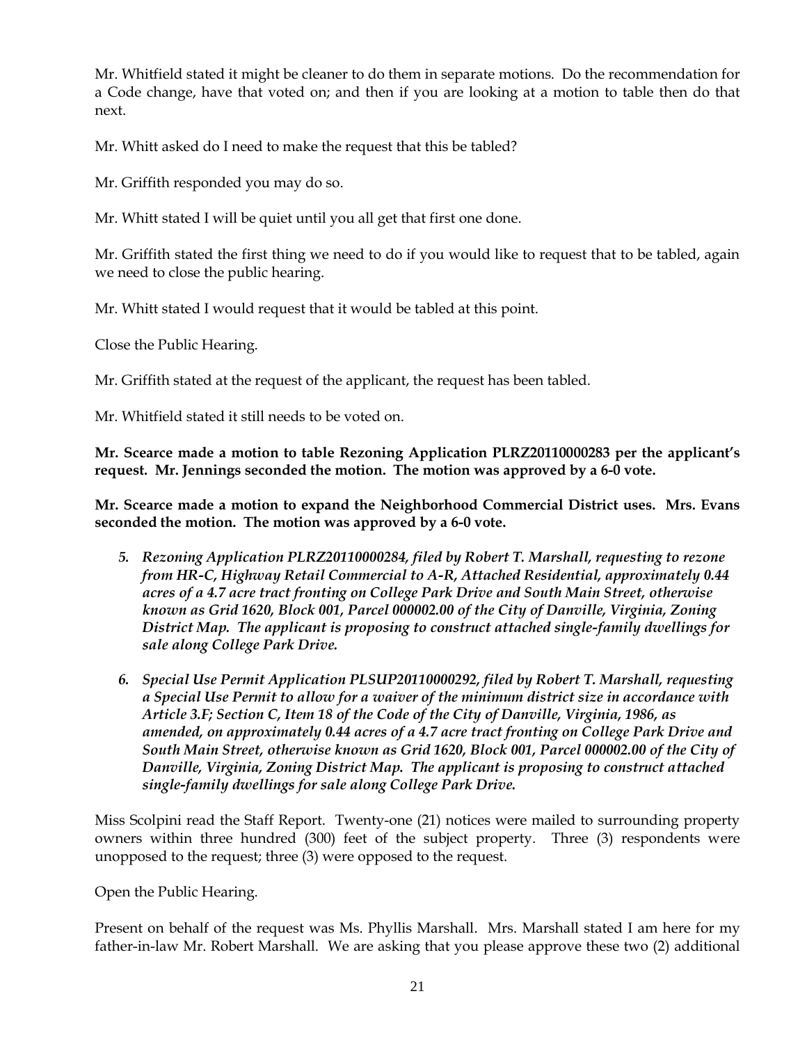Mr. Whitfield stated it might be cleaner to do them in separate motions. Do the recommendation for a Code change, have that voted on; and then if you are looking at a motion to table then do that next.

Mr. Whitt asked do I need to make the request that this be tabled?

Mr. Griffith responded you may do so.

Mr. Whitt stated I will be quiet until you all get that first one done.

Mr. Griffith stated the first thing we need to do if you would like to request that to be tabled, again we need to close the public hearing.

Mr. Whitt stated I would request that it would be tabled at this point.

Close the Public Hearing.

Mr. Griffith stated at the request of the applicant, the request has been tabled.

Mr. Whitfield stated it still needs to be voted on.

**Mr. Scearce made a motion to table Rezoning Application PLRZ20110000283 per the applicant's request. Mr. Jennings seconded the motion. The motion was approved by a 6-0 vote.**

**Mr. Scearce made a motion to expand the Neighborhood Commercial District uses. Mrs. Evans seconded the motion. The motion was approved by a 6-0 vote.**

5. ***Rezoning Application PLRZ20110000284, filed by Robert T. Marshall, requesting to rezone from HR-C, Highway Retail Commercial to A-R, Attached Residential, approximately 0.44 acres of a 4.7 acre tract fronting on College Park Drive and South Main Street, otherwise known as Grid 1620, Block 001, Parcel 000002.00 of the City of Danville, Virginia, Zoning District Map. The applicant is proposing to construct attached single-family dwellings for sale along College Park Drive.***

6. ***Special Use Permit Application PLSUP20110000292, filed by Robert T. Marshall, requesting a Special Use Permit to allow for a waiver of the minimum district size in accordance with Article 3.F; Section C, Item 18 of the Code of the City of Danville, Virginia, 1986, as amended, on approximately 0.44 acres of a 4.7 acre tract fronting on College Park Drive and South Main Street, otherwise known as Grid 1620, Block 001, Parcel 000002.00 of the City of Danville, Virginia, Zoning District Map. The applicant is proposing to construct attached single-family dwellings for sale along College Park Drive.***

Miss Scolpini read the Staff Report. Twenty-one (21) notices were mailed to surrounding property owners within three hundred (300) feet of the subject property. Three (3) respondents were unopposed to the request; three (3) were opposed to the request.

Open the Public Hearing.

Present on behalf of the request was Ms. Phyllis Marshall. Mrs. Marshall stated I am here for my father-in-law Mr. Robert Marshall. We are asking that you please approve these two (2) additional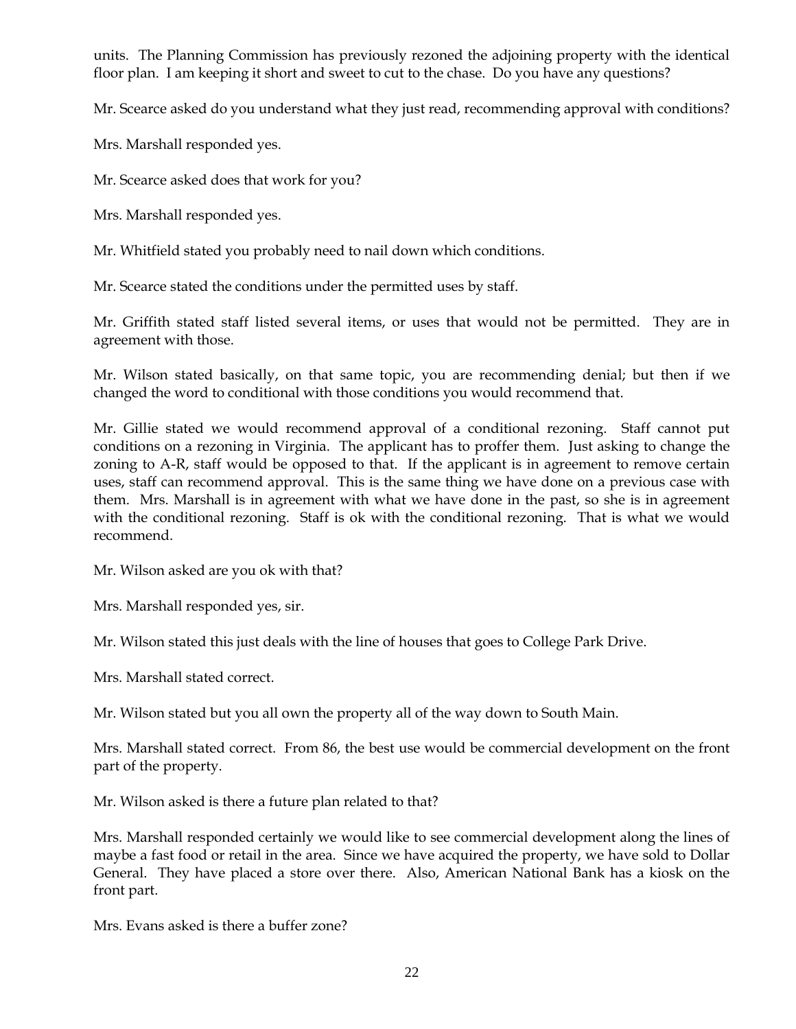units. The Planning Commission has previously rezoned the adjoining property with the identical floor plan. I am keeping it short and sweet to cut to the chase. Do you have any questions?

Mr. Scearce asked do you understand what they just read, recommending approval with conditions?

Mrs. Marshall responded yes.

Mr. Scearce asked does that work for you?

Mrs. Marshall responded yes.

Mr. Whitfield stated you probably need to nail down which conditions.

Mr. Scearce stated the conditions under the permitted uses by staff.

Mr. Griffith stated staff listed several items, or uses that would not be permitted. They are in agreement with those.

Mr. Wilson stated basically, on that same topic, you are recommending denial; but then if we changed the word to conditional with those conditions you would recommend that.

Mr. Gillie stated we would recommend approval of a conditional rezoning. Staff cannot put conditions on a rezoning in Virginia. The applicant has to proffer them. Just asking to change the zoning to A-R, staff would be opposed to that. If the applicant is in agreement to remove certain uses, staff can recommend approval. This is the same thing we have done on a previous case with them. Mrs. Marshall is in agreement with what we have done in the past, so she is in agreement with the conditional rezoning. Staff is ok with the conditional rezoning. That is what we would recommend.

Mr. Wilson asked are you ok with that?

Mrs. Marshall responded yes, sir.

Mr. Wilson stated this just deals with the line of houses that goes to College Park Drive.

Mrs. Marshall stated correct.

Mr. Wilson stated but you all own the property all of the way down to South Main.

Mrs. Marshall stated correct. From 86, the best use would be commercial development on the front part of the property.

Mr. Wilson asked is there a future plan related to that?

Mrs. Marshall responded certainly we would like to see commercial development along the lines of maybe a fast food or retail in the area. Since we have acquired the property, we have sold to Dollar General. They have placed a store over there. Also, American National Bank has a kiosk on the front part.

Mrs. Evans asked is there a buffer zone?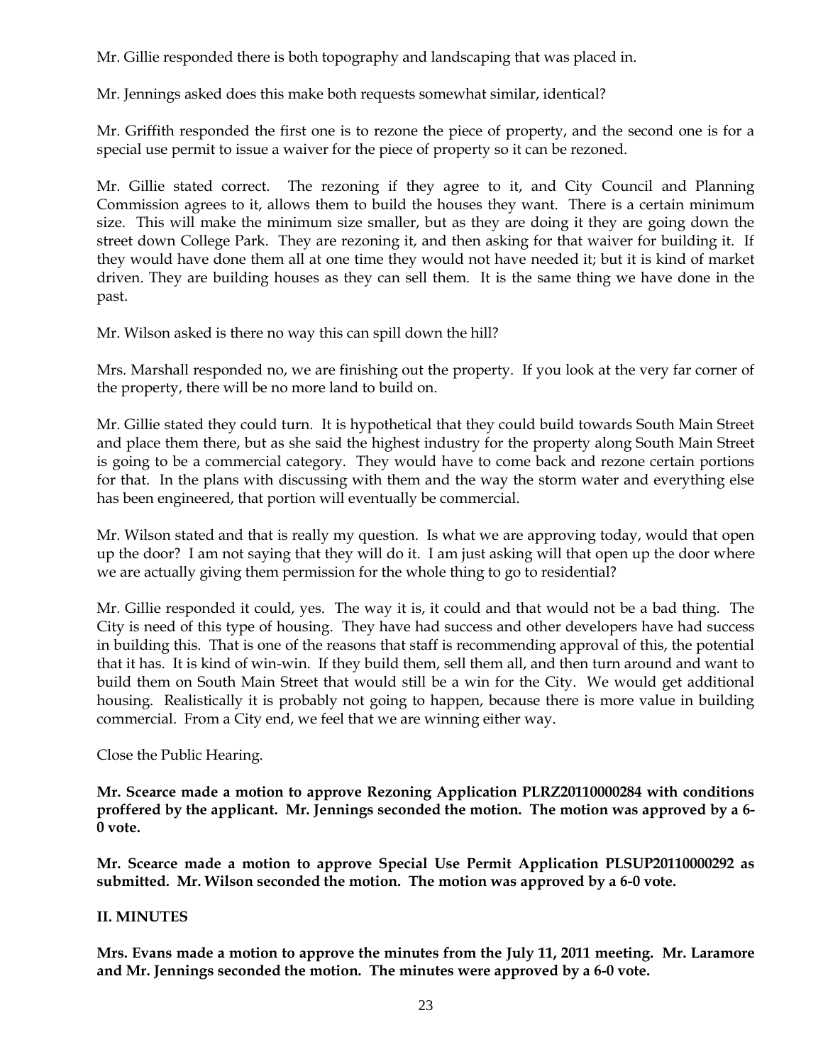Mr. Gillie responded there is both topography and landscaping that was placed in.

Mr. Jennings asked does this make both requests somewhat similar, identical?

Mr. Griffith responded the first one is to rezone the piece of property, and the second one is for a special use permit to issue a waiver for the piece of property so it can be rezoned.

Mr. Gillie stated correct. The rezoning if they agree to it, and City Council and Planning Commission agrees to it, allows them to build the houses they want. There is a certain minimum size. This will make the minimum size smaller, but as they are doing it they are going down the street down College Park. They are rezoning it, and then asking for that waiver for building it. If they would have done them all at one time they would not have needed it; but it is kind of market driven. They are building houses as they can sell them. It is the same thing we have done in the past.

Mr. Wilson asked is there no way this can spill down the hill?

Mrs. Marshall responded no, we are finishing out the property. If you look at the very far corner of the property, there will be no more land to build on.

Mr. Gillie stated they could turn. It is hypothetical that they could build towards South Main Street and place them there, but as she said the highest industry for the property along South Main Street is going to be a commercial category. They would have to come back and rezone certain portions for that. In the plans with discussing with them and the way the storm water and everything else has been engineered, that portion will eventually be commercial.

Mr. Wilson stated and that is really my question. Is what we are approving today, would that open up the door? I am not saying that they will do it. I am just asking will that open up the door where we are actually giving them permission for the whole thing to go to residential?

Mr. Gillie responded it could, yes. The way it is, it could and that would not be a bad thing. The City is need of this type of housing. They have had success and other developers have had success in building this. That is one of the reasons that staff is recommending approval of this, the potential that it has. It is kind of win-win. If they build them, sell them all, and then turn around and want to build them on South Main Street that would still be a win for the City. We would get additional housing. Realistically it is probably not going to happen, because there is more value in building commercial. From a City end, we feel that we are winning either way.

Close the Public Hearing.

**Mr. Scearce made a motion to approve Rezoning Application PLRZ20110000284 with conditions proffered by the applicant. Mr. Jennings seconded the motion. The motion was approved by a 6-0 vote.**

**Mr. Scearce made a motion to approve Special Use Permit Application PLSUP20110000292 as submitted. Mr. Wilson seconded the motion. The motion was approved by a 6-0 vote.**

## II. MINUTES

**Mrs. Evans made a motion to approve the minutes from the July 11, 2011 meeting. Mr. Laramore and Mr. Jennings seconded the motion. The minutes were approved by a 6-0 vote.**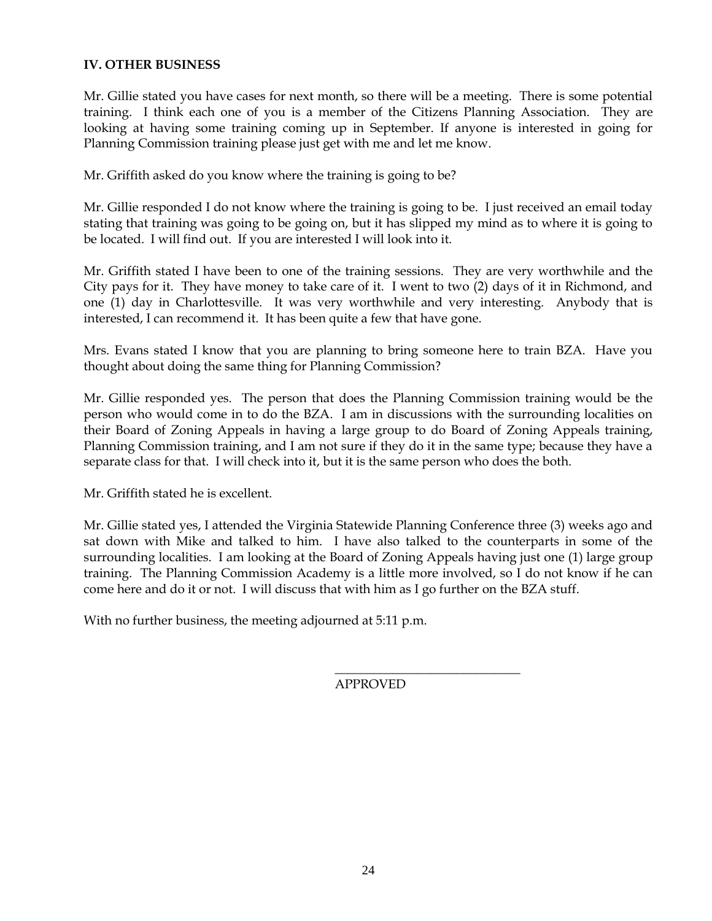**IV. OTHER BUSINESS**

Mr. Gillie stated you have cases for next month, so there will be a meeting. There is some potential training. I think each one of you is a member of the Citizens Planning Association. They are looking at having some training coming up in September. If anyone is interested in going for Planning Commission training please just get with me and let me know.

Mr. Griffith asked do you know where the training is going to be?

Mr. Gillie responded I do not know where the training is going to be. I just received an email today stating that training was going to be going on, but it has slipped my mind as to where it is going to be located. I will find out. If you are interested I will look into it.

Mr. Griffith stated I have been to one of the training sessions. They are very worthwhile and the City pays for it. They have money to take care of it. I went to two (2) days of it in Richmond, and one (1) day in Charlottesville. It was very worthwhile and very interesting. Anybody that is interested, I can recommend it. It has been quite a few that have gone.

Mrs. Evans stated I know that you are planning to bring someone here to train BZA. Have you thought about doing the same thing for Planning Commission?

Mr. Gillie responded yes. The person that does the Planning Commission training would be the person who would come in to do the BZA. I am in discussions with the surrounding localities on their Board of Zoning Appeals in having a large group to do Board of Zoning Appeals training, Planning Commission training, and I am not sure if they do it in the same type; because they have a separate class for that. I will check into it, but it is the same person who does the both.

Mr. Griffith stated he is excellent.

Mr. Gillie stated yes, I attended the Virginia Statewide Planning Conference three (3) weeks ago and sat down with Mike and talked to him. I have also talked to the counterparts in some of the surrounding localities. I am looking at the Board of Zoning Appeals having just one (1) large group training. The Planning Commission Academy is a little more involved, so I do not know if he can come here and do it or not. I will discuss that with him as I go further on the BZA stuff.

With no further business, the meeting adjourned at 5:11 p.m.

\_\_\_\_\_\_\_\_\_\_\_\_\_\_\_\_\_\_\_\_\_\_\_\_\_\_\_\_\_\_

APPROVED